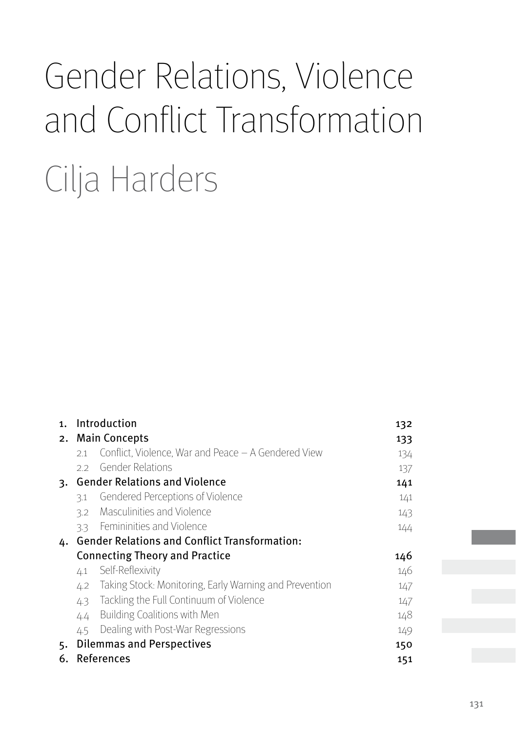# Gender Relations, Violence and Conflict Transformation

# Cilja Harders

| | | |
|---|---|---|
| **1.** | **Introduction** | **132** |
| **2.** | **Main Concepts** | **133** |
| | 2.1 Conflict, Violence, War and Peace – A Gendered View | 134 |
| | 2.2 Gender Relations | 137 |
| **3.** | **Gender Relations and Violence** | **141** |
| | 3.1 Gendered Perceptions of Violence | 141 |
| | 3.2 Masculinities and Violence | 143 |
| | 3.3 Femininities and Violence | 144 |
| **4.** | **Gender Relations and Conflict Transformation: Connecting Theory and Practice** | **146** |
| | 4.1 Self-Reflexivity | 146 |
| | 4.2 Taking Stock: Monitoring, Early Warning and Prevention | 147 |
| | 4.3 Tackling the Full Continuum of Violence | 147 |
| | 4.4 Building Coalitions with Men | 148 |
| | 4.5 Dealing with Post-War Regressions | 149 |
| **5.** | **Dilemmas and Perspectives** | **150** |
| **6.** | **References** | **151** |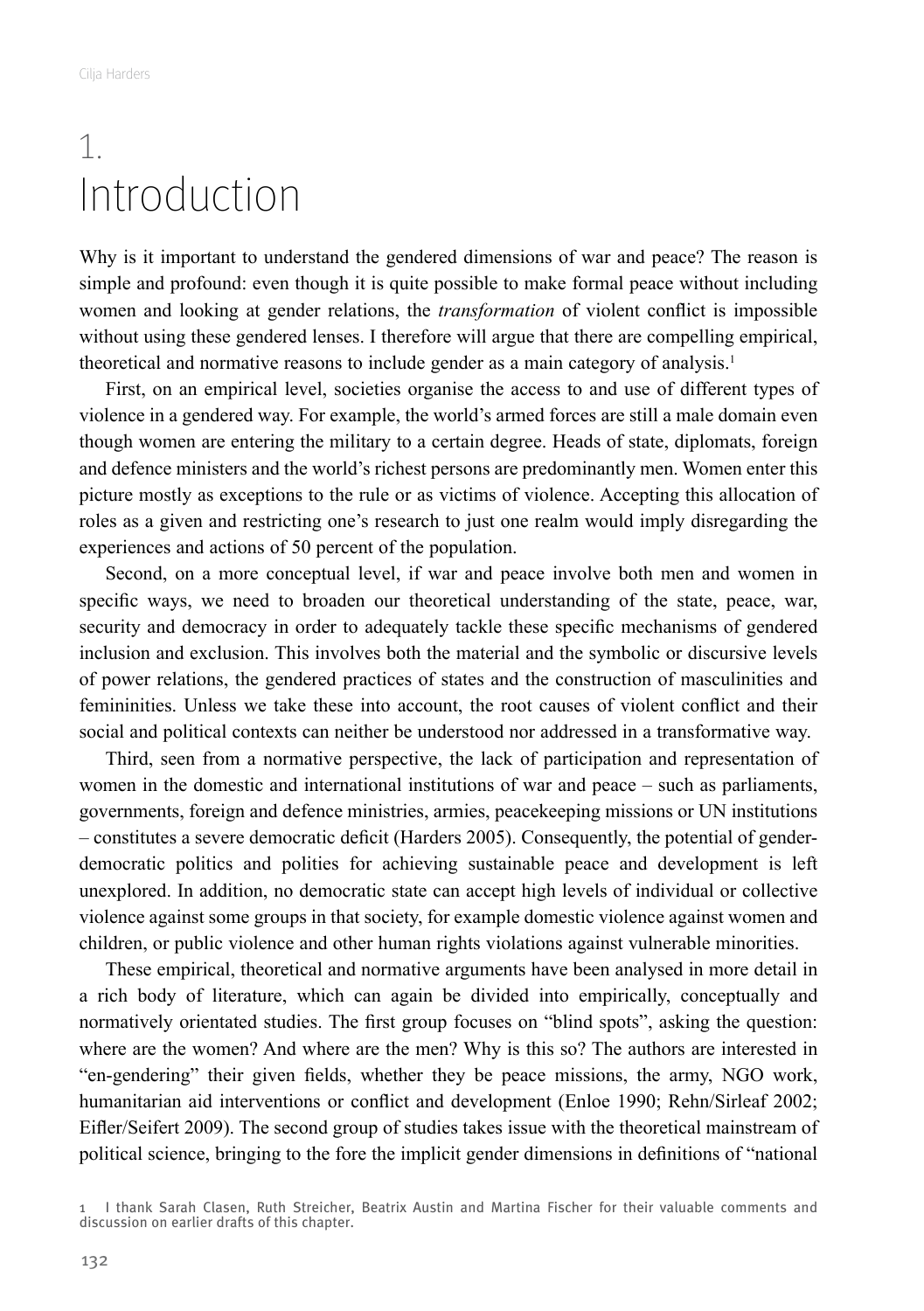# 1. Introduction

Why is it important to understand the gendered dimensions of war and peace? The reason is simple and profound: even though it is quite possible to make formal peace without including women and looking at gender relations, the *transformation* of violent conflict is impossible without using these gendered lenses. I therefore will argue that there are compelling empirical, theoretical and normative reasons to include gender as a main category of analysis.[1]

First, on an empirical level, societies organise the access to and use of different types of violence in a gendered way. For example, the world's armed forces are still a male domain even though women are entering the military to a certain degree. Heads of state, diplomats, foreign and defence ministers and the world's richest persons are predominantly men. Women enter this picture mostly as exceptions to the rule or as victims of violence. Accepting this allocation of roles as a given and restricting one's research to just one realm would imply disregarding the experiences and actions of 50 percent of the population.

Second, on a more conceptual level, if war and peace involve both men and women in specific ways, we need to broaden our theoretical understanding of the state, peace, war, security and democracy in order to adequately tackle these specific mechanisms of gendered inclusion and exclusion. This involves both the material and the symbolic or discursive levels of power relations, the gendered practices of states and the construction of masculinities and femininities. Unless we take these into account, the root causes of violent conflict and their social and political contexts can neither be understood nor addressed in a transformative way.

Third, seen from a normative perspective, the lack of participation and representation of women in the domestic and international institutions of war and peace – such as parliaments, governments, foreign and defence ministries, armies, peacekeeping missions or UN institutions – constitutes a severe democratic deficit (Harders 2005). Consequently, the potential of gender-democratic politics and polities for achieving sustainable peace and development is left unexplored. In addition, no democratic state can accept high levels of individual or collective violence against some groups in that society, for example domestic violence against women and children, or public violence and other human rights violations against vulnerable minorities.

These empirical, theoretical and normative arguments have been analysed in more detail in a rich body of literature, which can again be divided into empirically, conceptually and normatively orientated studies. The first group focuses on "blind spots", asking the question: where are the women? And where are the men? Why is this so? The authors are interested in "en-gendering" their given fields, whether they be peace missions, the army, NGO work, humanitarian aid interventions or conflict and development (Enloe 1990; Rehn/Sirleaf 2002; Eifler/Seifert 2009). The second group of studies takes issue with the theoretical mainstream of political science, bringing to the fore the implicit gender dimensions in definitions of "national

1 I thank Sarah Clasen, Ruth Streicher, Beatrix Austin and Martina Fischer for their valuable comments and discussion on earlier drafts of this chapter.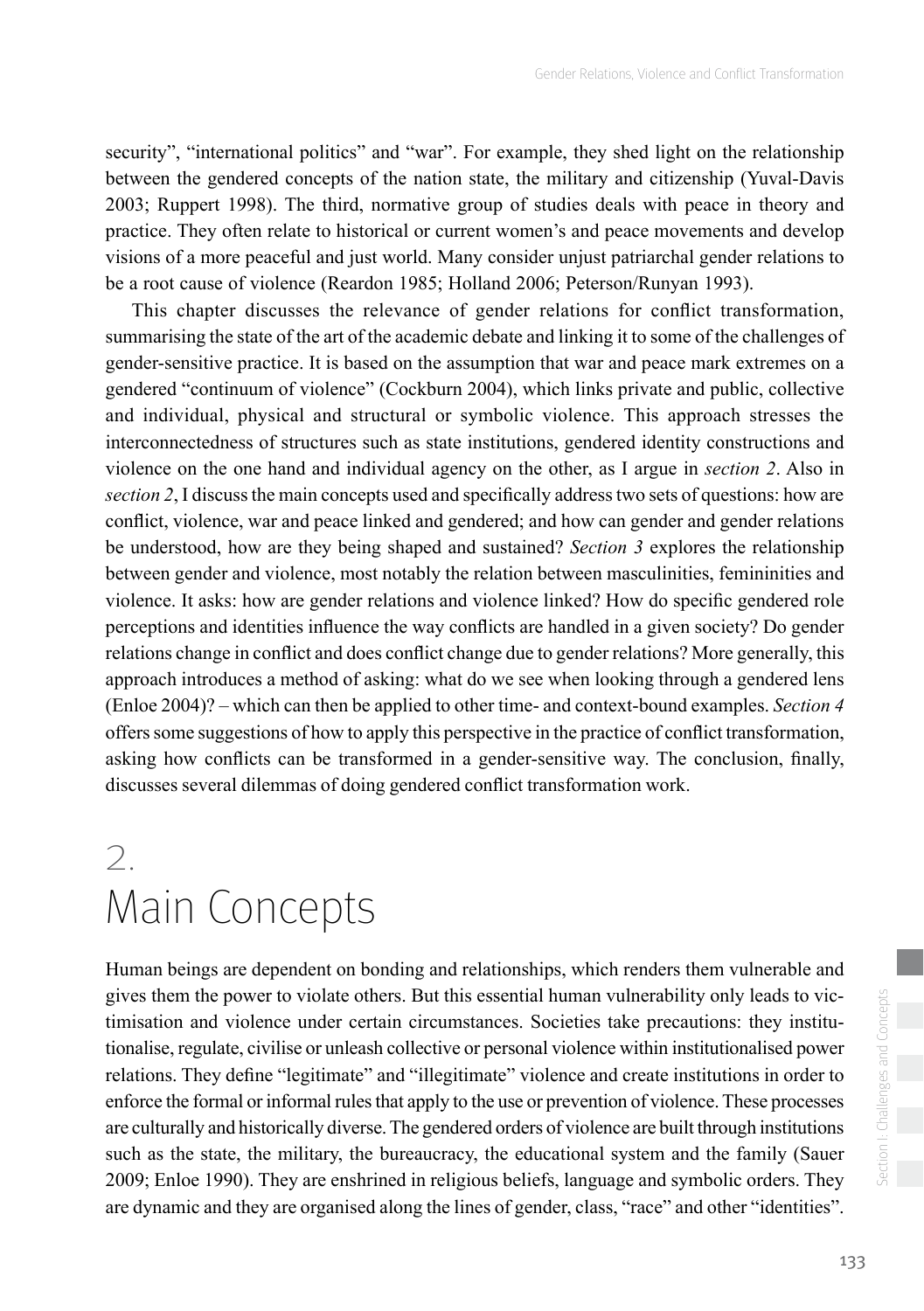security", "international politics" and "war". For example, they shed light on the relationship between the gendered concepts of the nation state, the military and citizenship (Yuval-Davis 2003; Ruppert 1998). The third, normative group of studies deals with peace in theory and practice. They often relate to historical or current women's and peace movements and develop visions of a more peaceful and just world. Many consider unjust patriarchal gender relations to be a root cause of violence (Reardon 1985; Holland 2006; Peterson/Runyan 1993).

This chapter discusses the relevance of gender relations for conflict transformation, summarising the state of the art of the academic debate and linking it to some of the challenges of gender-sensitive practice. It is based on the assumption that war and peace mark extremes on a gendered "continuum of violence" (Cockburn 2004), which links private and public, collective and individual, physical and structural or symbolic violence. This approach stresses the interconnectedness of structures such as state institutions, gendered identity constructions and violence on the one hand and individual agency on the other, as I argue in *section 2*. Also in *section 2*, I discuss the main concepts used and specifically address two sets of questions: how are conflict, violence, war and peace linked and gendered; and how can gender and gender relations be understood, how are they being shaped and sustained? *Section 3* explores the relationship between gender and violence, most notably the relation between masculinities, femininities and violence. It asks: how are gender relations and violence linked? How do specific gendered role perceptions and identities influence the way conflicts are handled in a given society? Do gender relations change in conflict and does conflict change due to gender relations? More generally, this approach introduces a method of asking: what do we see when looking through a gendered lens (Enloe 2004)? – which can then be applied to other time- and context-bound examples. *Section 4* offers some suggestions of how to apply this perspective in the practice of conflict transformation, asking how conflicts can be transformed in a gender-sensitive way. The conclusion, finally, discusses several dilemmas of doing gendered conflict transformation work.

# 2. Main Concepts

Human beings are dependent on bonding and relationships, which renders them vulnerable and gives them the power to violate others. But this essential human vulnerability only leads to victimisation and violence under certain circumstances. Societies take precautions: they institutionalise, regulate, civilise or unleash collective or personal violence within institutionalised power relations. They define "legitimate" and "illegitimate" violence and create institutions in order to enforce the formal or informal rules that apply to the use or prevention of violence. These processes are culturally and historically diverse. The gendered orders of violence are built through institutions such as the state, the military, the bureaucracy, the educational system and the family (Sauer 2009; Enloe 1990). They are enshrined in religious beliefs, language and symbolic orders. They are dynamic and they are organised along the lines of gender, class, "race" and other "identities".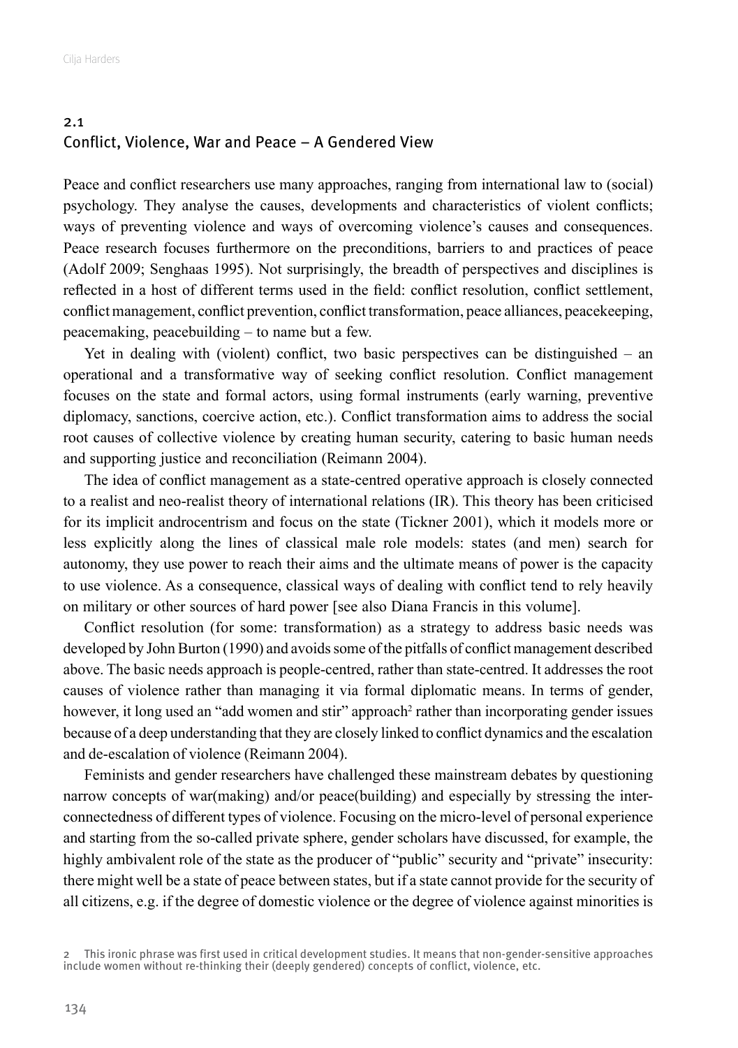## 2.1 Conflict, Violence, War and Peace – A Gendered View

Peace and conflict researchers use many approaches, ranging from international law to (social) psychology. They analyse the causes, developments and characteristics of violent conflicts; ways of preventing violence and ways of overcoming violence's causes and consequences. Peace research focuses furthermore on the preconditions, barriers to and practices of peace (Adolf 2009; Senghaas 1995). Not surprisingly, the breadth of perspectives and disciplines is reflected in a host of different terms used in the field: conflict resolution, conflict settlement, conflict management, conflict prevention, conflict transformation, peace alliances, peacekeeping, peacemaking, peacebuilding – to name but a few.

Yet in dealing with (violent) conflict, two basic perspectives can be distinguished – an operational and a transformative way of seeking conflict resolution. Conflict management focuses on the state and formal actors, using formal instruments (early warning, preventive diplomacy, sanctions, coercive action, etc.). Conflict transformation aims to address the social root causes of collective violence by creating human security, catering to basic human needs and supporting justice and reconciliation (Reimann 2004).

The idea of conflict management as a state-centred operative approach is closely connected to a realist and neo-realist theory of international relations (IR). This theory has been criticised for its implicit androcentrism and focus on the state (Tickner 2001), which it models more or less explicitly along the lines of classical male role models: states (and men) search for autonomy, they use power to reach their aims and the ultimate means of power is the capacity to use violence. As a consequence, classical ways of dealing with conflict tend to rely heavily on military or other sources of hard power [see also Diana Francis in this volume].

Conflict resolution (for some: transformation) as a strategy to address basic needs was developed by John Burton (1990) and avoids some of the pitfalls of conflict management described above. The basic needs approach is people-centred, rather than state-centred. It addresses the root causes of violence rather than managing it via formal diplomatic means. In terms of gender, however, it long used an "add women and stir" approach[2] rather than incorporating gender issues because of a deep understanding that they are closely linked to conflict dynamics and the escalation and de-escalation of violence (Reimann 2004).

Feminists and gender researchers have challenged these mainstream debates by questioning narrow concepts of war(making) and/or peace(building) and especially by stressing the interconnectedness of different types of violence. Focusing on the micro-level of personal experience and starting from the so-called private sphere, gender scholars have discussed, for example, the highly ambivalent role of the state as the producer of "public" security and "private" insecurity: there might well be a state of peace between states, but if a state cannot provide for the security of all citizens, e.g. if the degree of domestic violence or the degree of violence against minorities is

2 This ironic phrase was first used in critical development studies. It means that non-gender-sensitive approaches include women without re-thinking their (deeply gendered) concepts of conflict, violence, etc.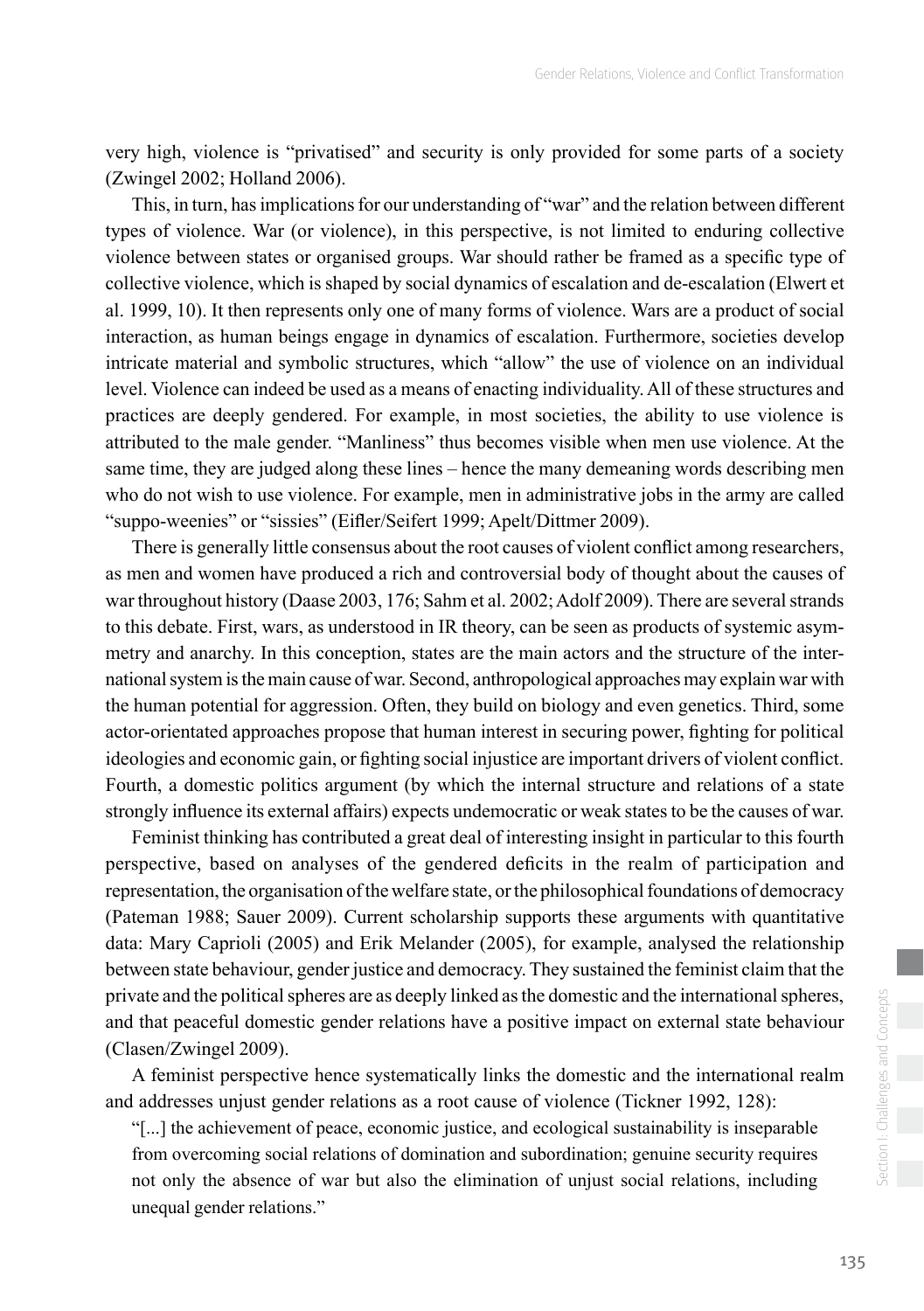very high, violence is "privatised" and security is only provided for some parts of a society (Zwingel 2002; Holland 2006).

This, in turn, has implications for our understanding of "war" and the relation between different types of violence. War (or violence), in this perspective, is not limited to enduring collective violence between states or organised groups. War should rather be framed as a specific type of collective violence, which is shaped by social dynamics of escalation and de-escalation (Elwert et al. 1999, 10). It then represents only one of many forms of violence. Wars are a product of social interaction, as human beings engage in dynamics of escalation. Furthermore, societies develop intricate material and symbolic structures, which "allow" the use of violence on an individual level. Violence can indeed be used as a means of enacting individuality. All of these structures and practices are deeply gendered. For example, in most societies, the ability to use violence is attributed to the male gender. "Manliness" thus becomes visible when men use violence. At the same time, they are judged along these lines – hence the many demeaning words describing men who do not wish to use violence. For example, men in administrative jobs in the army are called "suppo-weenies" or "sissies" (Eifler/Seifert 1999; Apelt/Dittmer 2009).

There is generally little consensus about the root causes of violent conflict among researchers, as men and women have produced a rich and controversial body of thought about the causes of war throughout history (Daase 2003, 176; Sahm et al. 2002; Adolf 2009). There are several strands to this debate. First, wars, as understood in IR theory, can be seen as products of systemic asymmetry and anarchy. In this conception, states are the main actors and the structure of the international system is the main cause of war. Second, anthropological approaches may explain war with the human potential for aggression. Often, they build on biology and even genetics. Third, some actor-orientated approaches propose that human interest in securing power, fighting for political ideologies and economic gain, or fighting social injustice are important drivers of violent conflict. Fourth, a domestic politics argument (by which the internal structure and relations of a state strongly influence its external affairs) expects undemocratic or weak states to be the causes of war.

Feminist thinking has contributed a great deal of interesting insight in particular to this fourth perspective, based on analyses of the gendered deficits in the realm of participation and representation, the organisation of the welfare state, or the philosophical foundations of democracy (Pateman 1988; Sauer 2009). Current scholarship supports these arguments with quantitative data: Mary Caprioli (2005) and Erik Melander (2005), for example, analysed the relationship between state behaviour, gender justice and democracy. They sustained the feminist claim that the private and the political spheres are as deeply linked as the domestic and the international spheres, and that peaceful domestic gender relations have a positive impact on external state behaviour (Clasen/Zwingel 2009).

A feminist perspective hence systematically links the domestic and the international realm and addresses unjust gender relations as a root cause of violence (Tickner 1992, 128):

> "[...] the achievement of peace, economic justice, and ecological sustainability is inseparable from overcoming social relations of domination and subordination; genuine security requires not only the absence of war but also the elimination of unjust social relations, including unequal gender relations."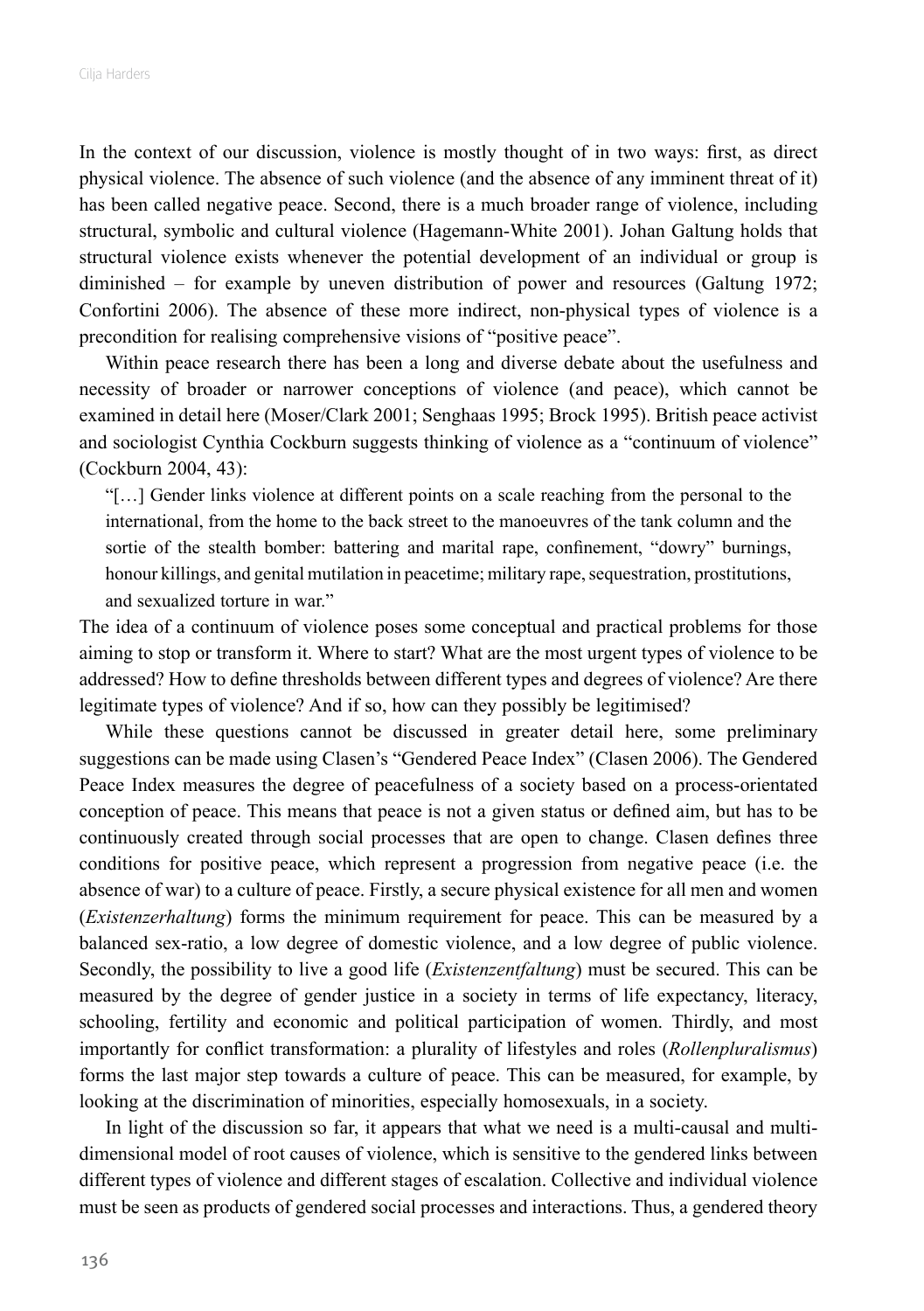In the context of our discussion, violence is mostly thought of in two ways: first, as direct physical violence. The absence of such violence (and the absence of any imminent threat of it) has been called negative peace. Second, there is a much broader range of violence, including structural, symbolic and cultural violence (Hagemann-White 2001). Johan Galtung holds that structural violence exists whenever the potential development of an individual or group is diminished – for example by uneven distribution of power and resources (Galtung 1972; Confortini 2006). The absence of these more indirect, non-physical types of violence is a precondition for realising comprehensive visions of "positive peace".

Within peace research there has been a long and diverse debate about the usefulness and necessity of broader or narrower conceptions of violence (and peace), which cannot be examined in detail here (Moser/Clark 2001; Senghaas 1995; Brock 1995). British peace activist and sociologist Cynthia Cockburn suggests thinking of violence as a "continuum of violence" (Cockburn 2004, 43):

> "[…] Gender links violence at different points on a scale reaching from the personal to the international, from the home to the back street to the manoeuvres of the tank column and the sortie of the stealth bomber: battering and marital rape, confinement, "dowry" burnings, honour killings, and genital mutilation in peacetime; military rape, sequestration, prostitutions, and sexualized torture in war."

The idea of a continuum of violence poses some conceptual and practical problems for those aiming to stop or transform it. Where to start? What are the most urgent types of violence to be addressed? How to define thresholds between different types and degrees of violence? Are there legitimate types of violence? And if so, how can they possibly be legitimised?

While these questions cannot be discussed in greater detail here, some preliminary suggestions can be made using Clasen's "Gendered Peace Index" (Clasen 2006). The Gendered Peace Index measures the degree of peacefulness of a society based on a process-orientated conception of peace. This means that peace is not a given status or defined aim, but has to be continuously created through social processes that are open to change. Clasen defines three conditions for positive peace, which represent a progression from negative peace (i.e. the absence of war) to a culture of peace. Firstly, a secure physical existence for all men and women (*Existenzerhaltung*) forms the minimum requirement for peace. This can be measured by a balanced sex-ratio, a low degree of domestic violence, and a low degree of public violence. Secondly, the possibility to live a good life (*Existenzentfaltung*) must be secured. This can be measured by the degree of gender justice in a society in terms of life expectancy, literacy, schooling, fertility and economic and political participation of women. Thirdly, and most importantly for conflict transformation: a plurality of lifestyles and roles (*Rollenpluralismus*) forms the last major step towards a culture of peace. This can be measured, for example, by looking at the discrimination of minorities, especially homosexuals, in a society.

In light of the discussion so far, it appears that what we need is a multi-causal and multi-dimensional model of root causes of violence, which is sensitive to the gendered links between different types of violence and different stages of escalation. Collective and individual violence must be seen as products of gendered social processes and interactions. Thus, a gendered theory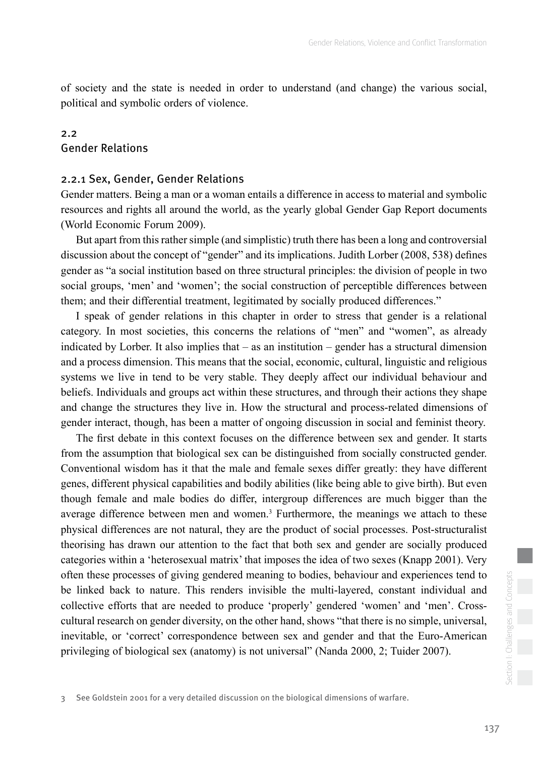of society and the state is needed in order to understand (and change) the various social, political and symbolic orders of violence.

## 2.2 Gender Relations

### 2.2.1 Sex, Gender, Gender Relations

Gender matters. Being a man or a woman entails a difference in access to material and symbolic resources and rights all around the world, as the yearly global Gender Gap Report documents (World Economic Forum 2009).

But apart from this rather simple (and simplistic) truth there has been a long and controversial discussion about the concept of "gender" and its implications. Judith Lorber (2008, 538) defines gender as "a social institution based on three structural principles: the division of people in two social groups, 'men' and 'women'; the social construction of perceptible differences between them; and their differential treatment, legitimated by socially produced differences."

I speak of gender relations in this chapter in order to stress that gender is a relational category. In most societies, this concerns the relations of "men" and "women", as already indicated by Lorber. It also implies that – as an institution – gender has a structural dimension and a process dimension. This means that the social, economic, cultural, linguistic and religious systems we live in tend to be very stable. They deeply affect our individual behaviour and beliefs. Individuals and groups act within these structures, and through their actions they shape and change the structures they live in. How the structural and process-related dimensions of gender interact, though, has been a matter of ongoing discussion in social and feminist theory.

The first debate in this context focuses on the difference between sex and gender. It starts from the assumption that biological sex can be distinguished from socially constructed gender. Conventional wisdom has it that the male and female sexes differ greatly: they have different genes, different physical capabilities and bodily abilities (like being able to give birth). But even though female and male bodies do differ, intergroup differences are much bigger than the average difference between men and women.[3] Furthermore, the meanings we attach to these physical differences are not natural, they are the product of social processes. Post-structuralist theorising has drawn our attention to the fact that both sex and gender are socially produced categories within a 'heterosexual matrix' that imposes the idea of two sexes (Knapp 2001). Very often these processes of giving gendered meaning to bodies, behaviour and experiences tend to be linked back to nature. This renders invisible the multi-layered, constant individual and collective efforts that are needed to produce 'properly' gendered 'women' and 'men'. Cross-cultural research on gender diversity, on the other hand, shows "that there is no simple, universal, inevitable, or 'correct' correspondence between sex and gender and that the Euro-American privileging of biological sex (anatomy) is not universal" (Nanda 2000, 2; Tuider 2007).

---

3 See Goldstein 2001 for a very detailed discussion on the biological dimensions of warfare.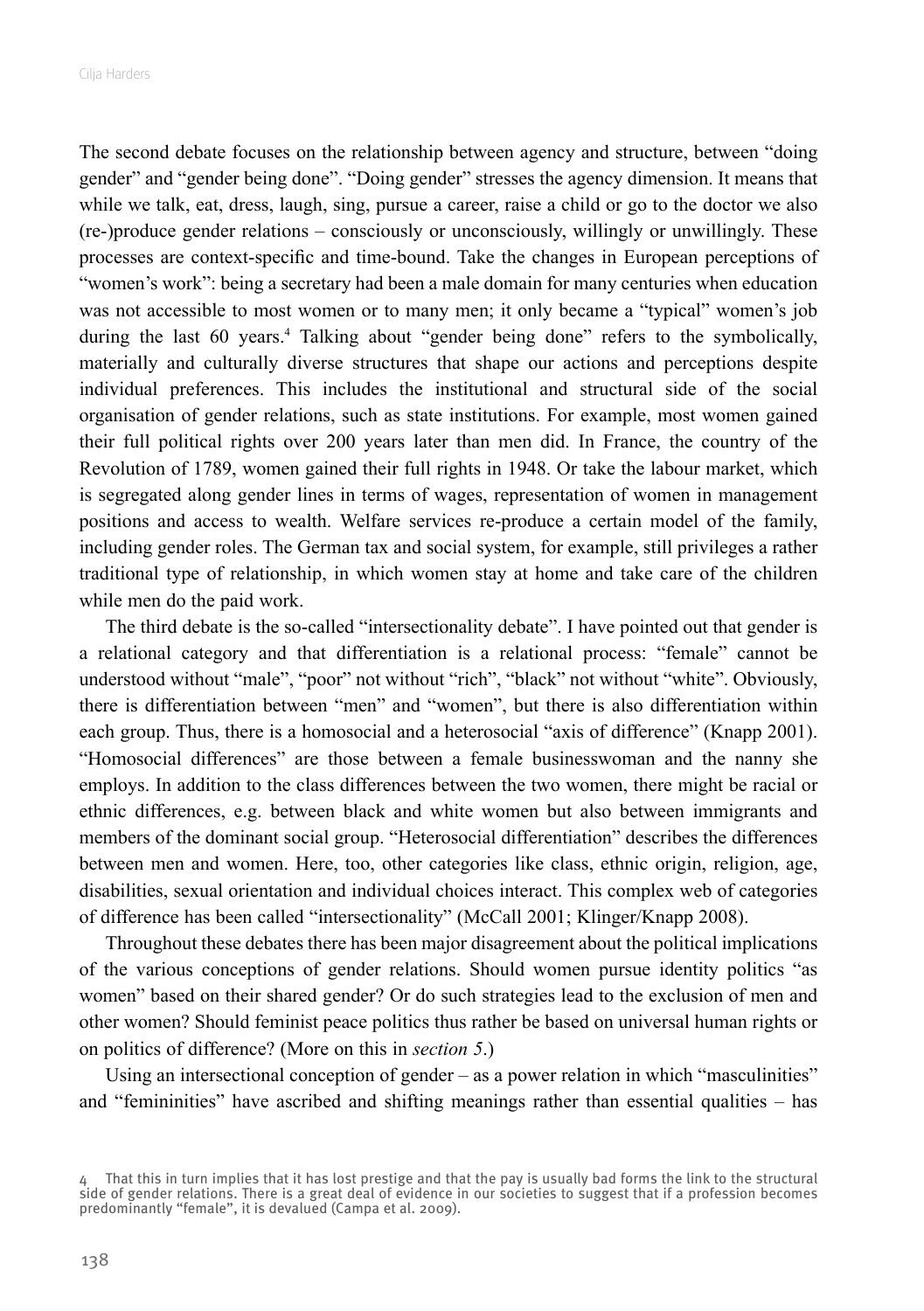The second debate focuses on the relationship between agency and structure, between "doing gender" and "gender being done". "Doing gender" stresses the agency dimension. It means that while we talk, eat, dress, laugh, sing, pursue a career, raise a child or go to the doctor we also (re-)produce gender relations – consciously or unconsciously, willingly or unwillingly. These processes are context-specific and time-bound. Take the changes in European perceptions of "women's work": being a secretary had been a male domain for many centuries when education was not accessible to most women or to many men; it only became a "typical" women's job during the last 60 years.[4] Talking about "gender being done" refers to the symbolically, materially and culturally diverse structures that shape our actions and perceptions despite individual preferences. This includes the institutional and structural side of the social organisation of gender relations, such as state institutions. For example, most women gained their full political rights over 200 years later than men did. In France, the country of the Revolution of 1789, women gained their full rights in 1948. Or take the labour market, which is segregated along gender lines in terms of wages, representation of women in management positions and access to wealth. Welfare services re-produce a certain model of the family, including gender roles. The German tax and social system, for example, still privileges a rather traditional type of relationship, in which women stay at home and take care of the children while men do the paid work.

The third debate is the so-called "intersectionality debate". I have pointed out that gender is a relational category and that differentiation is a relational process: "female" cannot be understood without "male", "poor" not without "rich", "black" not without "white". Obviously, there is differentiation between "men" and "women", but there is also differentiation within each group. Thus, there is a homosocial and a heterosocial "axis of difference" (Knapp 2001). "Homosocial differences" are those between a female businesswoman and the nanny she employs. In addition to the class differences between the two women, there might be racial or ethnic differences, e.g. between black and white women but also between immigrants and members of the dominant social group. "Heterosocial differentiation" describes the differences between men and women. Here, too, other categories like class, ethnic origin, religion, age, disabilities, sexual orientation and individual choices interact. This complex web of categories of difference has been called "intersectionality" (McCall 2001; Klinger/Knapp 2008).

Throughout these debates there has been major disagreement about the political implications of the various conceptions of gender relations. Should women pursue identity politics "as women" based on their shared gender? Or do such strategies lead to the exclusion of men and other women? Should feminist peace politics thus rather be based on universal human rights or on politics of difference? (More on this in *section 5*.)

Using an intersectional conception of gender – as a power relation in which "masculinities" and "femininities" have ascribed and shifting meanings rather than essential qualities – has

4 That this in turn implies that it has lost prestige and that the pay is usually bad forms the link to the structural side of gender relations. There is a great deal of evidence in our societies to suggest that if a profession becomes predominantly "female", it is devalued (Campa et al. 2009).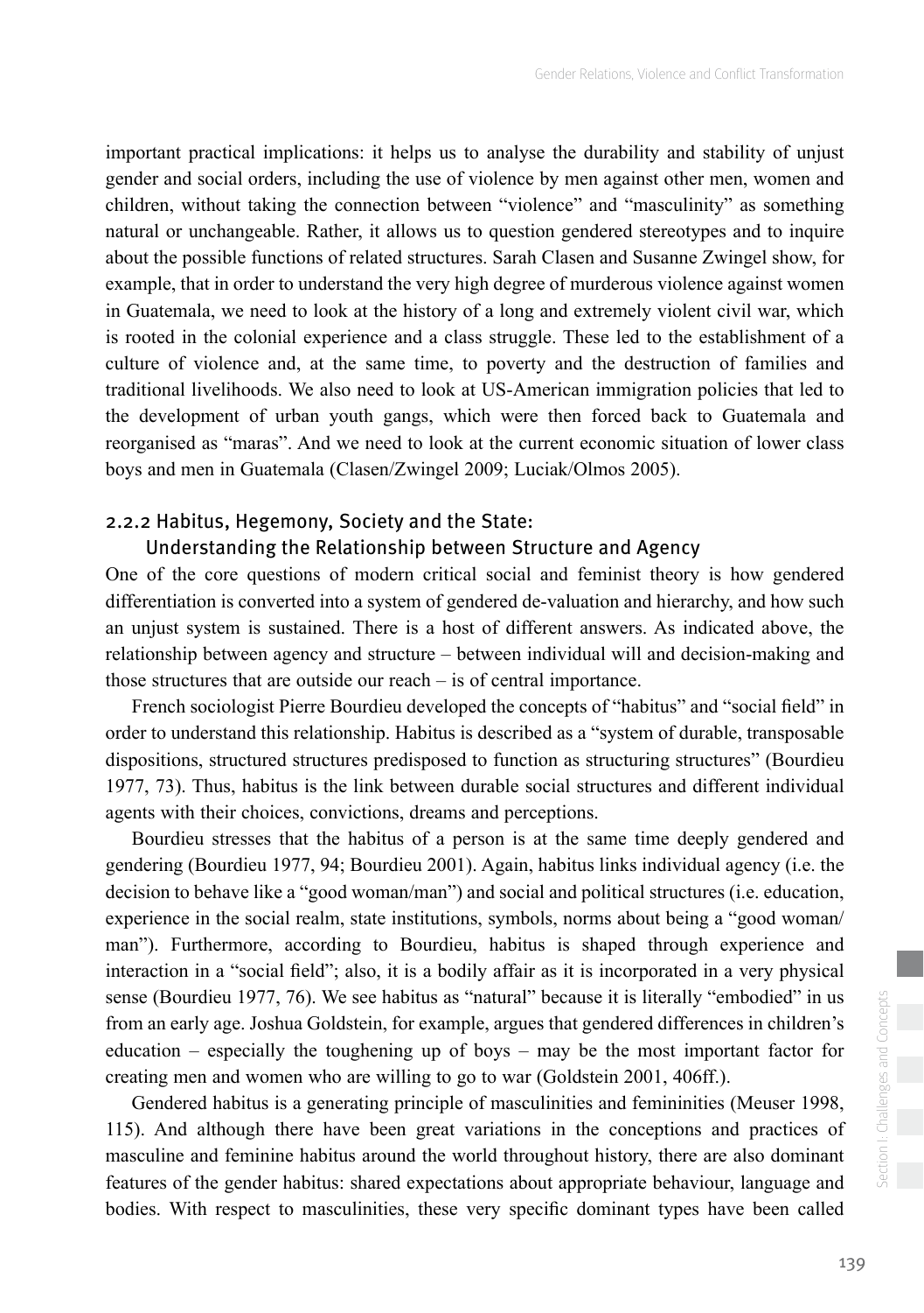important practical implications: it helps us to analyse the durability and stability of unjust gender and social orders, including the use of violence by men against other men, women and children, without taking the connection between "violence" and "masculinity" as something natural or unchangeable. Rather, it allows us to question gendered stereotypes and to inquire about the possible functions of related structures. Sarah Clasen and Susanne Zwingel show, for example, that in order to understand the very high degree of murderous violence against women in Guatemala, we need to look at the history of a long and extremely violent civil war, which is rooted in the colonial experience and a class struggle. These led to the establishment of a culture of violence and, at the same time, to poverty and the destruction of families and traditional livelihoods. We also need to look at US-American immigration policies that led to the development of urban youth gangs, which were then forced back to Guatemala and reorganised as "maras". And we need to look at the current economic situation of lower class boys and men in Guatemala (Clasen/Zwingel 2009; Luciak/Olmos 2005).

### 2.2.2 Habitus, Hegemony, Society and the State: Understanding the Relationship between Structure and Agency

One of the core questions of modern critical social and feminist theory is how gendered differentiation is converted into a system of gendered de-valuation and hierarchy, and how such an unjust system is sustained. There is a host of different answers. As indicated above, the relationship between agency and structure – between individual will and decision-making and those structures that are outside our reach – is of central importance.

French sociologist Pierre Bourdieu developed the concepts of "habitus" and "social field" in order to understand this relationship. Habitus is described as a "system of durable, transposable dispositions, structured structures predisposed to function as structuring structures" (Bourdieu 1977, 73). Thus, habitus is the link between durable social structures and different individual agents with their choices, convictions, dreams and perceptions.

Bourdieu stresses that the habitus of a person is at the same time deeply gendered and gendering (Bourdieu 1977, 94; Bourdieu 2001). Again, habitus links individual agency (i.e. the decision to behave like a "good woman/man") and social and political structures (i.e. education, experience in the social realm, state institutions, symbols, norms about being a "good woman/ man"). Furthermore, according to Bourdieu, habitus is shaped through experience and interaction in a "social field"; also, it is a bodily affair as it is incorporated in a very physical sense (Bourdieu 1977, 76). We see habitus as "natural" because it is literally "embodied" in us from an early age. Joshua Goldstein, for example, argues that gendered differences in children's education – especially the toughening up of boys – may be the most important factor for creating men and women who are willing to go to war (Goldstein 2001, 406ff.).

Gendered habitus is a generating principle of masculinities and femininities (Meuser 1998, 115). And although there have been great variations in the conceptions and practices of masculine and feminine habitus around the world throughout history, there are also dominant features of the gender habitus: shared expectations about appropriate behaviour, language and bodies. With respect to masculinities, these very specific dominant types have been called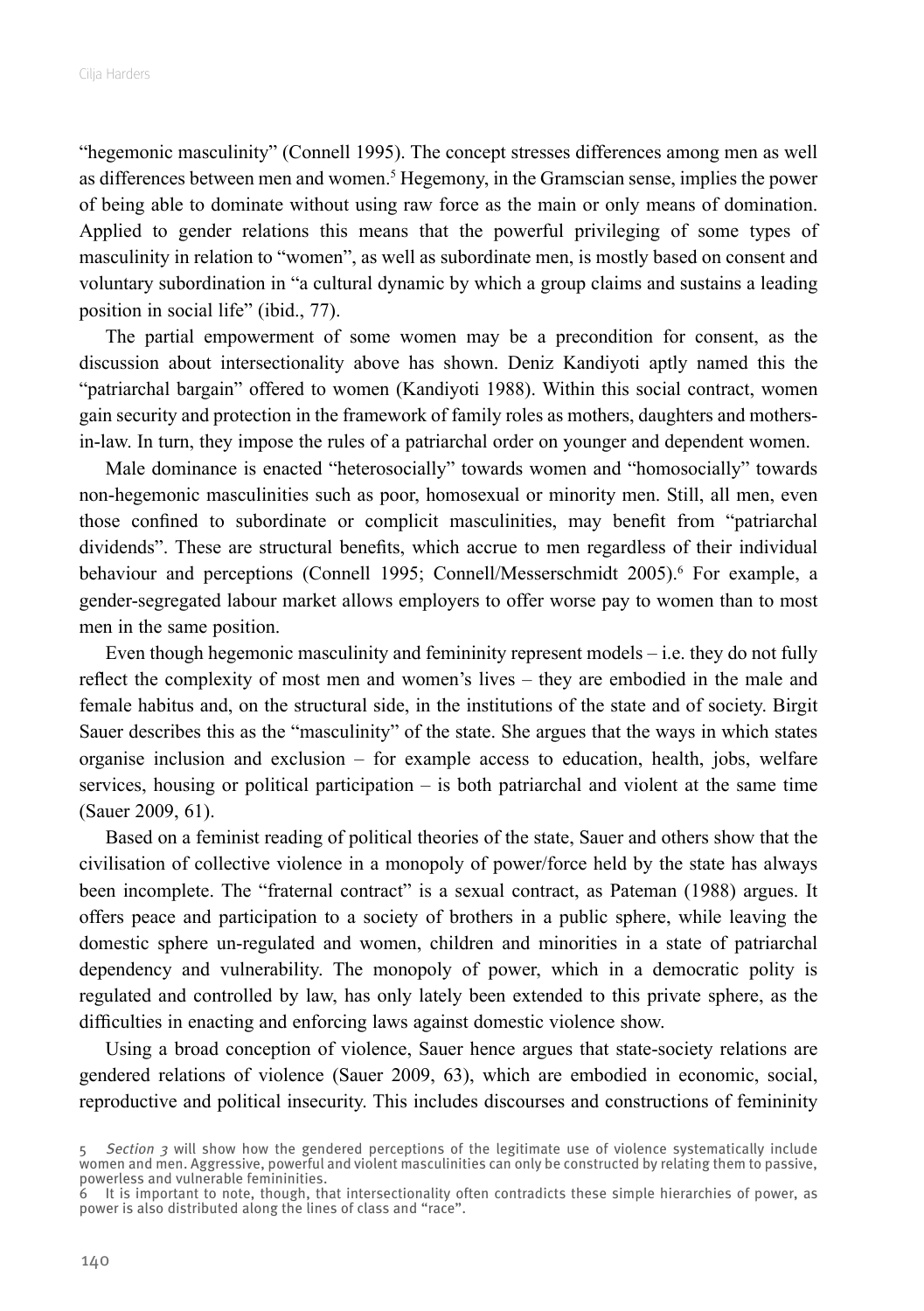"hegemonic masculinity" (Connell 1995). The concept stresses differences among men as well as differences between men and women.[5] Hegemony, in the Gramscian sense, implies the power of being able to dominate without using raw force as the main or only means of domination. Applied to gender relations this means that the powerful privileging of some types of masculinity in relation to "women", as well as subordinate men, is mostly based on consent and voluntary subordination in "a cultural dynamic by which a group claims and sustains a leading position in social life" (ibid., 77).

The partial empowerment of some women may be a precondition for consent, as the discussion about intersectionality above has shown. Deniz Kandiyoti aptly named this the "patriarchal bargain" offered to women (Kandiyoti 1988). Within this social contract, women gain security and protection in the framework of family roles as mothers, daughters and mothers-in-law. In turn, they impose the rules of a patriarchal order on younger and dependent women.

Male dominance is enacted "heterosocially" towards women and "homosocially" towards non-hegemonic masculinities such as poor, homosexual or minority men. Still, all men, even those confined to subordinate or complicit masculinities, may benefit from "patriarchal dividends". These are structural benefits, which accrue to men regardless of their individual behaviour and perceptions (Connell 1995; Connell/Messerschmidt 2005).[6] For example, a gender-segregated labour market allows employers to offer worse pay to women than to most men in the same position.

Even though hegemonic masculinity and femininity represent models – i.e. they do not fully reflect the complexity of most men and women's lives – they are embodied in the male and female habitus and, on the structural side, in the institutions of the state and of society. Birgit Sauer describes this as the "masculinity" of the state. She argues that the ways in which states organise inclusion and exclusion – for example access to education, health, jobs, welfare services, housing or political participation – is both patriarchal and violent at the same time (Sauer 2009, 61).

Based on a feminist reading of political theories of the state, Sauer and others show that the civilisation of collective violence in a monopoly of power/force held by the state has always been incomplete. The "fraternal contract" is a sexual contract, as Pateman (1988) argues. It offers peace and participation to a society of brothers in a public sphere, while leaving the domestic sphere un-regulated and women, children and minorities in a state of patriarchal dependency and vulnerability. The monopoly of power, which in a democratic polity is regulated and controlled by law, has only lately been extended to this private sphere, as the difficulties in enacting and enforcing laws against domestic violence show.

Using a broad conception of violence, Sauer hence argues that state-society relations are gendered relations of violence (Sauer 2009, 63), which are embodied in economic, social, reproductive and political insecurity. This includes discourses and constructions of femininity

---

[5] *Section 3* will show how the gendered perceptions of the legitimate use of violence systematically include women and men. Aggressive, powerful and violent masculinities can only be constructed by relating them to passive, powerless and vulnerable femininities.

[6] It is important to note, though, that intersectionality often contradicts these simple hierarchies of power, as power is also distributed along the lines of class and "race".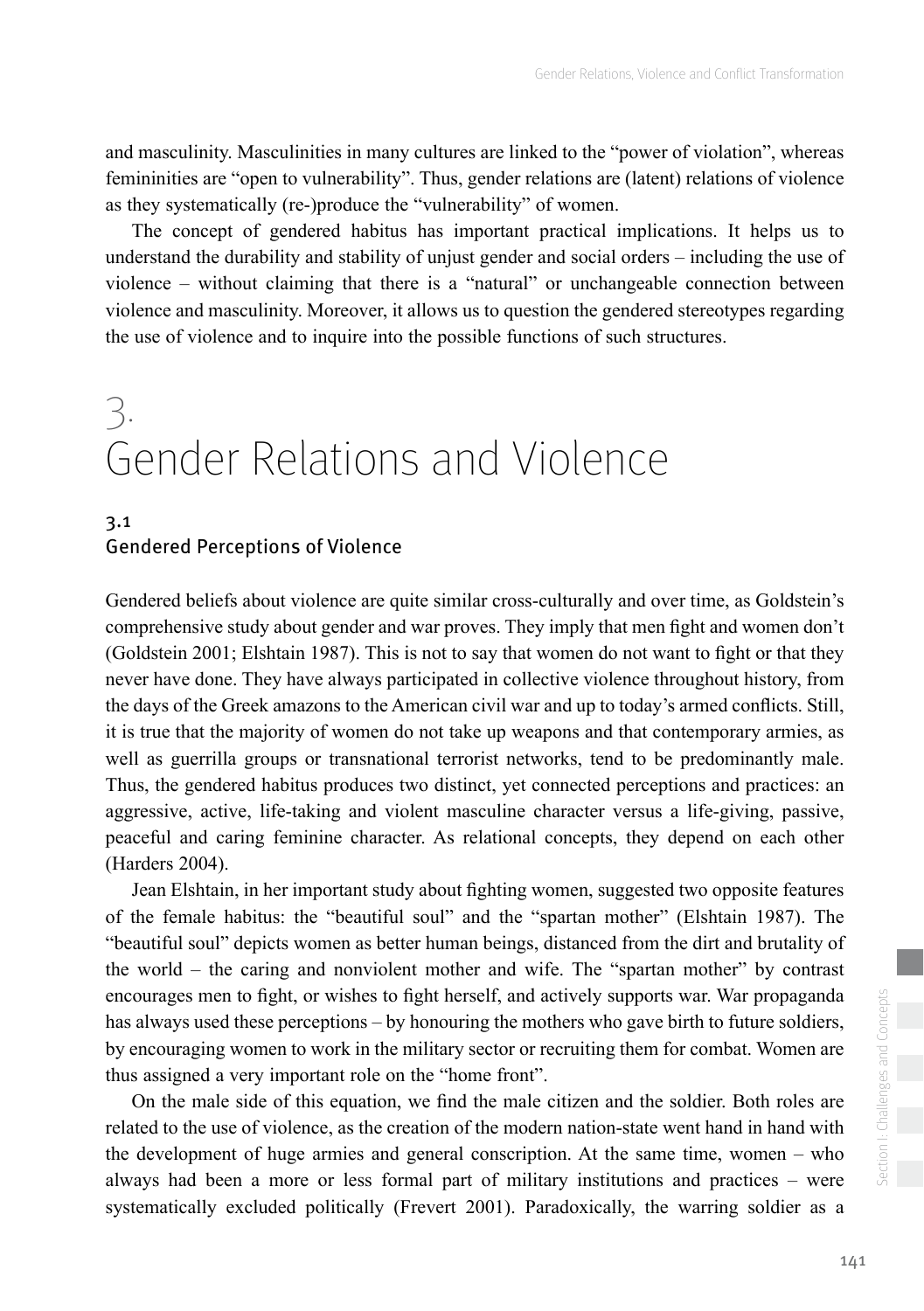and masculinity. Masculinities in many cultures are linked to the "power of violation", whereas femininities are "open to vulnerability". Thus, gender relations are (latent) relations of violence as they systematically (re-)produce the "vulnerability" of women.

The concept of gendered habitus has important practical implications. It helps us to understand the durability and stability of unjust gender and social orders – including the use of violence – without claiming that there is a "natural" or unchangeable connection between violence and masculinity. Moreover, it allows us to question the gendered stereotypes regarding the use of violence and to inquire into the possible functions of such structures.

# 3. Gender Relations and Violence

## 3.1 Gendered Perceptions of Violence

Gendered beliefs about violence are quite similar cross-culturally and over time, as Goldstein's comprehensive study about gender and war proves. They imply that men fight and women don't (Goldstein 2001; Elshtain 1987). This is not to say that women do not want to fight or that they never have done. They have always participated in collective violence throughout history, from the days of the Greek amazons to the American civil war and up to today's armed conflicts. Still, it is true that the majority of women do not take up weapons and that contemporary armies, as well as guerrilla groups or transnational terrorist networks, tend to be predominantly male. Thus, the gendered habitus produces two distinct, yet connected perceptions and practices: an aggressive, active, life-taking and violent masculine character versus a life-giving, passive, peaceful and caring feminine character. As relational concepts, they depend on each other (Harders 2004).

Jean Elshtain, in her important study about fighting women, suggested two opposite features of the female habitus: the "beautiful soul" and the "spartan mother" (Elshtain 1987). The "beautiful soul" depicts women as better human beings, distanced from the dirt and brutality of the world – the caring and nonviolent mother and wife. The "spartan mother" by contrast encourages men to fight, or wishes to fight herself, and actively supports war. War propaganda has always used these perceptions – by honouring the mothers who gave birth to future soldiers, by encouraging women to work in the military sector or recruiting them for combat. Women are thus assigned a very important role on the "home front".

On the male side of this equation, we find the male citizen and the soldier. Both roles are related to the use of violence, as the creation of the modern nation-state went hand in hand with the development of huge armies and general conscription. At the same time, women – who always had been a more or less formal part of military institutions and practices – were systematically excluded politically (Frevert 2001). Paradoxically, the warring soldier as a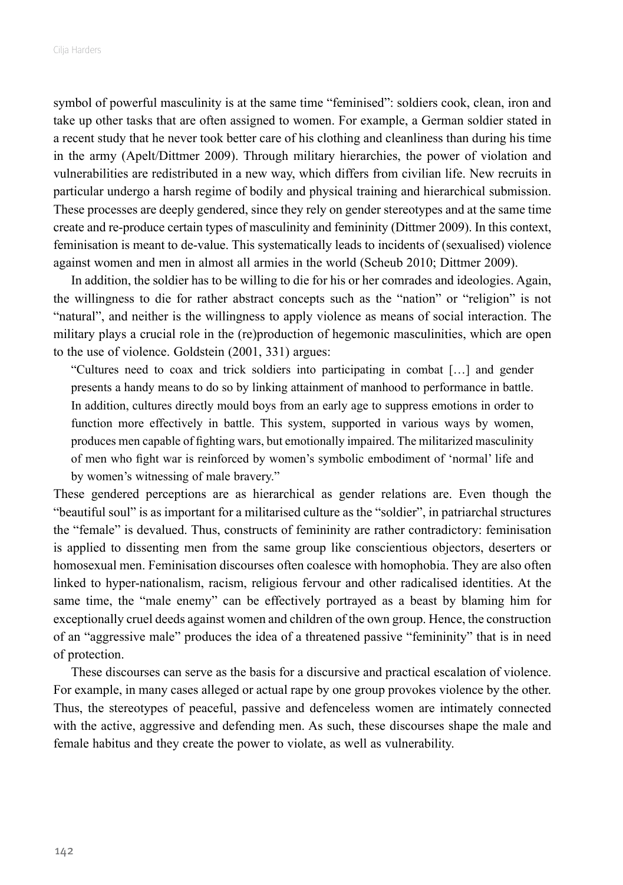symbol of powerful masculinity is at the same time "feminised": soldiers cook, clean, iron and take up other tasks that are often assigned to women. For example, a German soldier stated in a recent study that he never took better care of his clothing and cleanliness than during his time in the army (Apelt/Dittmer 2009). Through military hierarchies, the power of violation and vulnerabilities are redistributed in a new way, which differs from civilian life. New recruits in particular undergo a harsh regime of bodily and physical training and hierarchical submission. These processes are deeply gendered, since they rely on gender stereotypes and at the same time create and re-produce certain types of masculinity and femininity (Dittmer 2009). In this context, feminisation is meant to de-value. This systematically leads to incidents of (sexualised) violence against women and men in almost all armies in the world (Scheub 2010; Dittmer 2009).

In addition, the soldier has to be willing to die for his or her comrades and ideologies. Again, the willingness to die for rather abstract concepts such as the "nation" or "religion" is not "natural", and neither is the willingness to apply violence as means of social interaction. The military plays a crucial role in the (re)production of hegemonic masculinities, which are open to the use of violence. Goldstein (2001, 331) argues:

> "Cultures need to coax and trick soldiers into participating in combat […] and gender presents a handy means to do so by linking attainment of manhood to performance in battle. In addition, cultures directly mould boys from an early age to suppress emotions in order to function more effectively in battle. This system, supported in various ways by women, produces men capable of fighting wars, but emotionally impaired. The militarized masculinity of men who fight war is reinforced by women's symbolic embodiment of 'normal' life and by women's witnessing of male bravery."

These gendered perceptions are as hierarchical as gender relations are. Even though the "beautiful soul" is as important for a militarised culture as the "soldier", in patriarchal structures the "female" is devalued. Thus, constructs of femininity are rather contradictory: feminisation is applied to dissenting men from the same group like conscientious objectors, deserters or homosexual men. Feminisation discourses often coalesce with homophobia. They are also often linked to hyper-nationalism, racism, religious fervour and other radicalised identities. At the same time, the "male enemy" can be effectively portrayed as a beast by blaming him for exceptionally cruel deeds against women and children of the own group. Hence, the construction of an "aggressive male" produces the idea of a threatened passive "femininity" that is in need of protection.

These discourses can serve as the basis for a discursive and practical escalation of violence. For example, in many cases alleged or actual rape by one group provokes violence by the other. Thus, the stereotypes of peaceful, passive and defenceless women are intimately connected with the active, aggressive and defending men. As such, these discourses shape the male and female habitus and they create the power to violate, as well as vulnerability.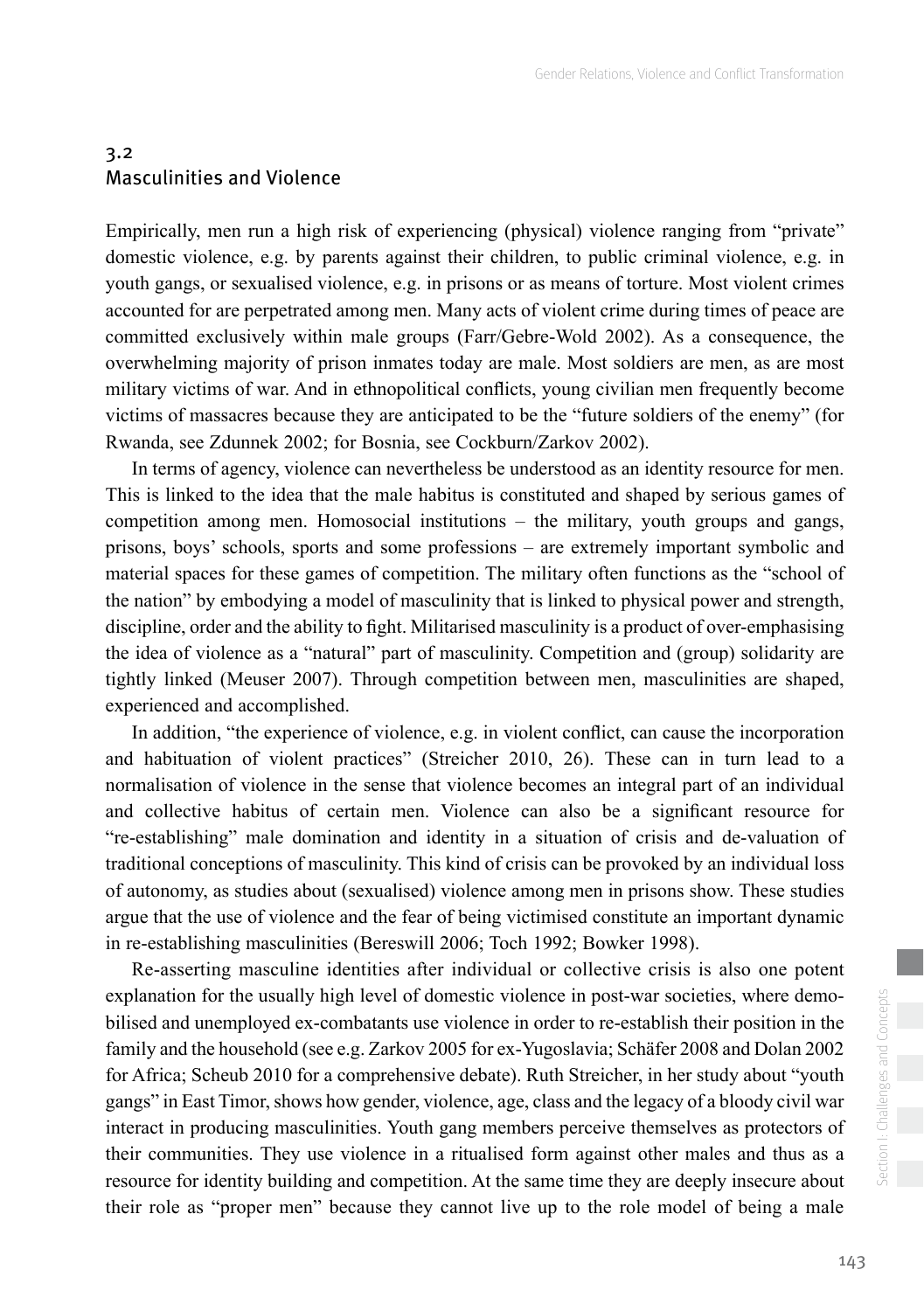## 3.2 Masculinities and Violence

Empirically, men run a high risk of experiencing (physical) violence ranging from "private" domestic violence, e.g. by parents against their children, to public criminal violence, e.g. in youth gangs, or sexualised violence, e.g. in prisons or as means of torture. Most violent crimes accounted for are perpetrated among men. Many acts of violent crime during times of peace are committed exclusively within male groups (Farr/Gebre-Wold 2002). As a consequence, the overwhelming majority of prison inmates today are male. Most soldiers are men, as are most military victims of war. And in ethnopolitical conflicts, young civilian men frequently become victims of massacres because they are anticipated to be the "future soldiers of the enemy" (for Rwanda, see Zdunnek 2002; for Bosnia, see Cockburn/Zarkov 2002).

In terms of agency, violence can nevertheless be understood as an identity resource for men. This is linked to the idea that the male habitus is constituted and shaped by serious games of competition among men. Homosocial institutions – the military, youth groups and gangs, prisons, boys' schools, sports and some professions – are extremely important symbolic and material spaces for these games of competition. The military often functions as the "school of the nation" by embodying a model of masculinity that is linked to physical power and strength, discipline, order and the ability to fight. Militarised masculinity is a product of over-emphasising the idea of violence as a "natural" part of masculinity. Competition and (group) solidarity are tightly linked (Meuser 2007). Through competition between men, masculinities are shaped, experienced and accomplished.

In addition, "the experience of violence, e.g. in violent conflict, can cause the incorporation and habituation of violent practices" (Streicher 2010, 26). These can in turn lead to a normalisation of violence in the sense that violence becomes an integral part of an individual and collective habitus of certain men. Violence can also be a significant resource for "re-establishing" male domination and identity in a situation of crisis and de-valuation of traditional conceptions of masculinity. This kind of crisis can be provoked by an individual loss of autonomy, as studies about (sexualised) violence among men in prisons show. These studies argue that the use of violence and the fear of being victimised constitute an important dynamic in re-establishing masculinities (Bereswill 2006; Toch 1992; Bowker 1998).

Re-asserting masculine identities after individual or collective crisis is also one potent explanation for the usually high level of domestic violence in post-war societies, where demobilised and unemployed ex-combatants use violence in order to re-establish their position in the family and the household (see e.g. Zarkov 2005 for ex-Yugoslavia; Schäfer 2008 and Dolan 2002 for Africa; Scheub 2010 for a comprehensive debate). Ruth Streicher, in her study about "youth gangs" in East Timor, shows how gender, violence, age, class and the legacy of a bloody civil war interact in producing masculinities. Youth gang members perceive themselves as protectors of their communities. They use violence in a ritualised form against other males and thus as a resource for identity building and competition. At the same time they are deeply insecure about their role as "proper men" because they cannot live up to the role model of being a male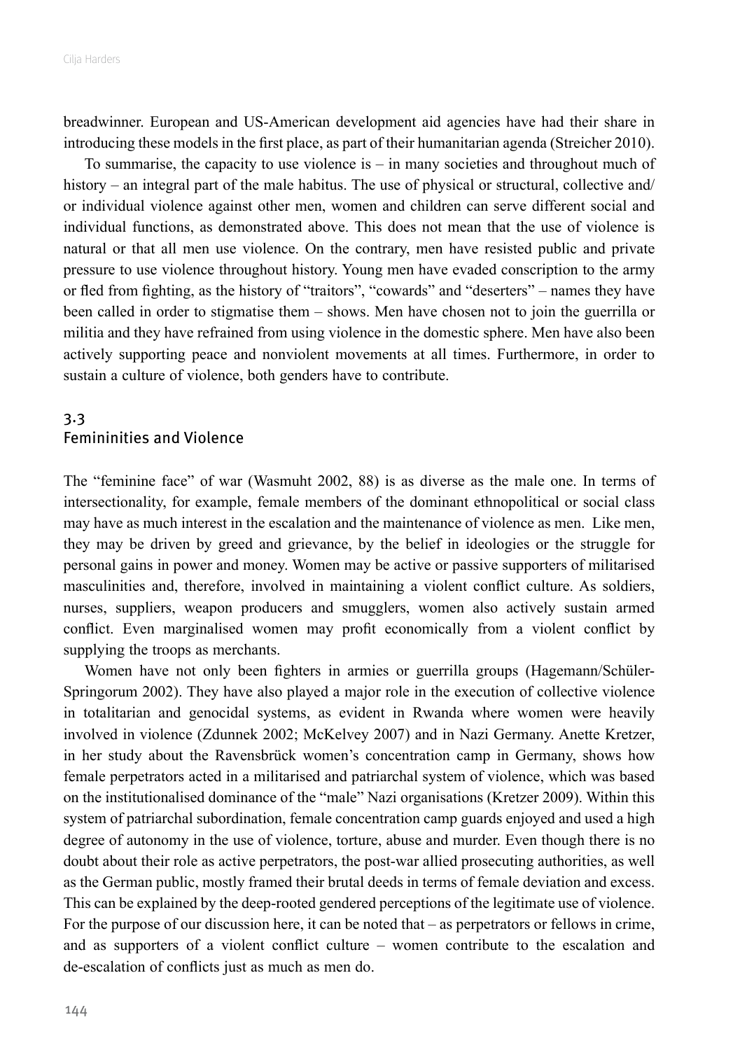breadwinner. European and US-American development aid agencies have had their share in introducing these models in the first place, as part of their humanitarian agenda (Streicher 2010).

To summarise, the capacity to use violence is – in many societies and throughout much of history – an integral part of the male habitus. The use of physical or structural, collective and/or individual violence against other men, women and children can serve different social and individual functions, as demonstrated above. This does not mean that the use of violence is natural or that all men use violence. On the contrary, men have resisted public and private pressure to use violence throughout history. Young men have evaded conscription to the army or fled from fighting, as the history of "traitors", "cowards" and "deserters" – names they have been called in order to stigmatise them – shows. Men have chosen not to join the guerrilla or militia and they have refrained from using violence in the domestic sphere. Men have also been actively supporting peace and nonviolent movements at all times. Furthermore, in order to sustain a culture of violence, both genders have to contribute.

## 3.3 Femininities and Violence

The "feminine face" of war (Wasmuht 2002, 88) is as diverse as the male one. In terms of intersectionality, for example, female members of the dominant ethnopolitical or social class may have as much interest in the escalation and the maintenance of violence as men. Like men, they may be driven by greed and grievance, by the belief in ideologies or the struggle for personal gains in power and money. Women may be active or passive supporters of militarised masculinities and, therefore, involved in maintaining a violent conflict culture. As soldiers, nurses, suppliers, weapon producers and smugglers, women also actively sustain armed conflict. Even marginalised women may profit economically from a violent conflict by supplying the troops as merchants.

Women have not only been fighters in armies or guerrilla groups (Hagemann/Schüler-Springorum 2002). They have also played a major role in the execution of collective violence in totalitarian and genocidal systems, as evident in Rwanda where women were heavily involved in violence (Zdunnek 2002; McKelvey 2007) and in Nazi Germany. Anette Kretzer, in her study about the Ravensbrück women's concentration camp in Germany, shows how female perpetrators acted in a militarised and patriarchal system of violence, which was based on the institutionalised dominance of the "male" Nazi organisations (Kretzer 2009). Within this system of patriarchal subordination, female concentration camp guards enjoyed and used a high degree of autonomy in the use of violence, torture, abuse and murder. Even though there is no doubt about their role as active perpetrators, the post-war allied prosecuting authorities, as well as the German public, mostly framed their brutal deeds in terms of female deviation and excess. This can be explained by the deep-rooted gendered perceptions of the legitimate use of violence. For the purpose of our discussion here, it can be noted that – as perpetrators or fellows in crime, and as supporters of a violent conflict culture – women contribute to the escalation and de-escalation of conflicts just as much as men do.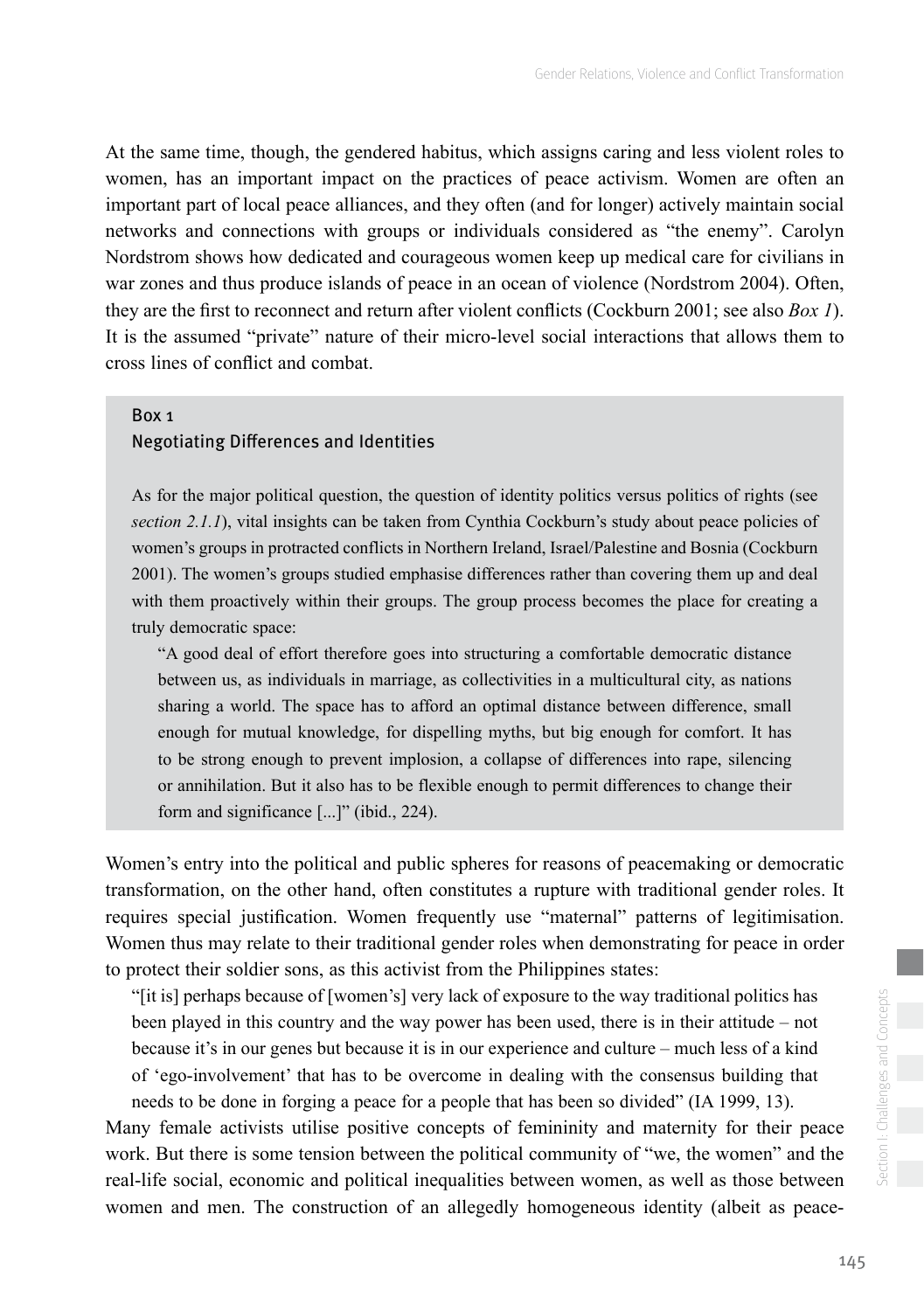At the same time, though, the gendered habitus, which assigns caring and less violent roles to women, has an important impact on the practices of peace activism. Women are often an important part of local peace alliances, and they often (and for longer) actively maintain social networks and connections with groups or individuals considered as "the enemy". Carolyn Nordstrom shows how dedicated and courageous women keep up medical care for civilians in war zones and thus produce islands of peace in an ocean of violence (Nordstrom 2004). Often, they are the first to reconnect and return after violent conflicts (Cockburn 2001; see also *Box 1*). It is the assumed "private" nature of their micro-level social interactions that allows them to cross lines of conflict and combat.

> **Box 1**
> **Negotiating Differences and Identities**
>
> As for the major political question, the question of identity politics versus politics of rights (see *section 2.1.1*), vital insights can be taken from Cynthia Cockburn's study about peace policies of women's groups in protracted conflicts in Northern Ireland, Israel/Palestine and Bosnia (Cockburn 2001). The women's groups studied emphasise differences rather than covering them up and deal with them proactively within their groups. The group process becomes the place for creating a truly democratic space:
>
> > "A good deal of effort therefore goes into structuring a comfortable democratic distance between us, as individuals in marriage, as collectivities in a multicultural city, as nations sharing a world. The space has to afford an optimal distance between difference, small enough for mutual knowledge, for dispelling myths, but big enough for comfort. It has to be strong enough to prevent implosion, a collapse of differences into rape, silencing or annihilation. But it also has to be flexible enough to permit differences to change their form and significance [...]" (ibid., 224).

Women's entry into the political and public spheres for reasons of peacemaking or democratic transformation, on the other hand, often constitutes a rupture with traditional gender roles. It requires special justification. Women frequently use "maternal" patterns of legitimisation. Women thus may relate to their traditional gender roles when demonstrating for peace in order to protect their soldier sons, as this activist from the Philippines states:

> "[it is] perhaps because of [women's] very lack of exposure to the way traditional politics has been played in this country and the way power has been used, there is in their attitude – not because it's in our genes but because it is in our experience and culture – much less of a kind of 'ego-involvement' that has to be overcome in dealing with the consensus building that needs to be done in forging a peace for a people that has been so divided" (IA 1999, 13).

Many female activists utilise positive concepts of femininity and maternity for their peace work. But there is some tension between the political community of "we, the women" and the real-life social, economic and political inequalities between women, as well as those between women and men. The construction of an allegedly homogeneous identity (albeit as peace-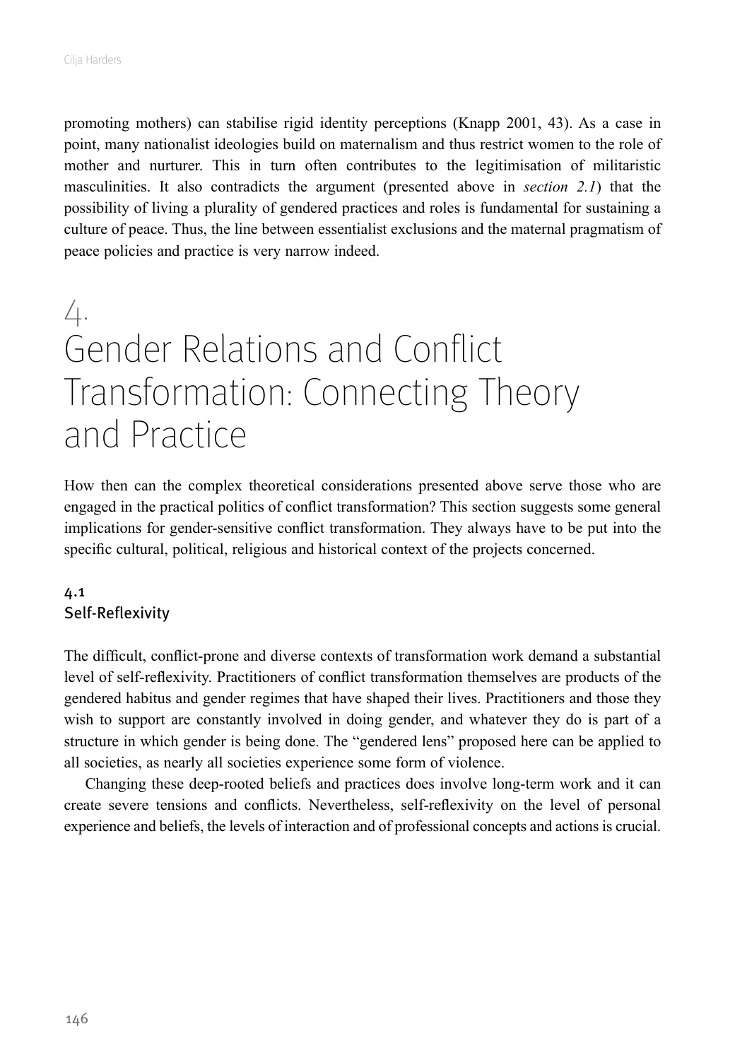promoting mothers) can stabilise rigid identity perceptions (Knapp 2001, 43). As a case in point, many nationalist ideologies build on maternalism and thus restrict women to the role of mother and nurturer. This in turn often contributes to the legitimisation of militaristic masculinities. It also contradicts the argument (presented above in *section 2.1*) that the possibility of living a plurality of gendered practices and roles is fundamental for sustaining a culture of peace. Thus, the line between essentialist exclusions and the maternal pragmatism of peace policies and practice is very narrow indeed.

# 4. Gender Relations and Conflict Transformation: Connecting Theory and Practice

How then can the complex theoretical considerations presented above serve those who are engaged in the practical politics of conflict transformation? This section suggests some general implications for gender-sensitive conflict transformation. They always have to be put into the specific cultural, political, religious and historical context of the projects concerned.

## 4.1 Self-Reflexivity

The difficult, conflict-prone and diverse contexts of transformation work demand a substantial level of self-reflexivity. Practitioners of conflict transformation themselves are products of the gendered habitus and gender regimes that have shaped their lives. Practitioners and those they wish to support are constantly involved in doing gender, and whatever they do is part of a structure in which gender is being done. The "gendered lens" proposed here can be applied to all societies, as nearly all societies experience some form of violence.

Changing these deep-rooted beliefs and practices does involve long-term work and it can create severe tensions and conflicts. Nevertheless, self-reflexivity on the level of personal experience and beliefs, the levels of interaction and of professional concepts and actions is crucial.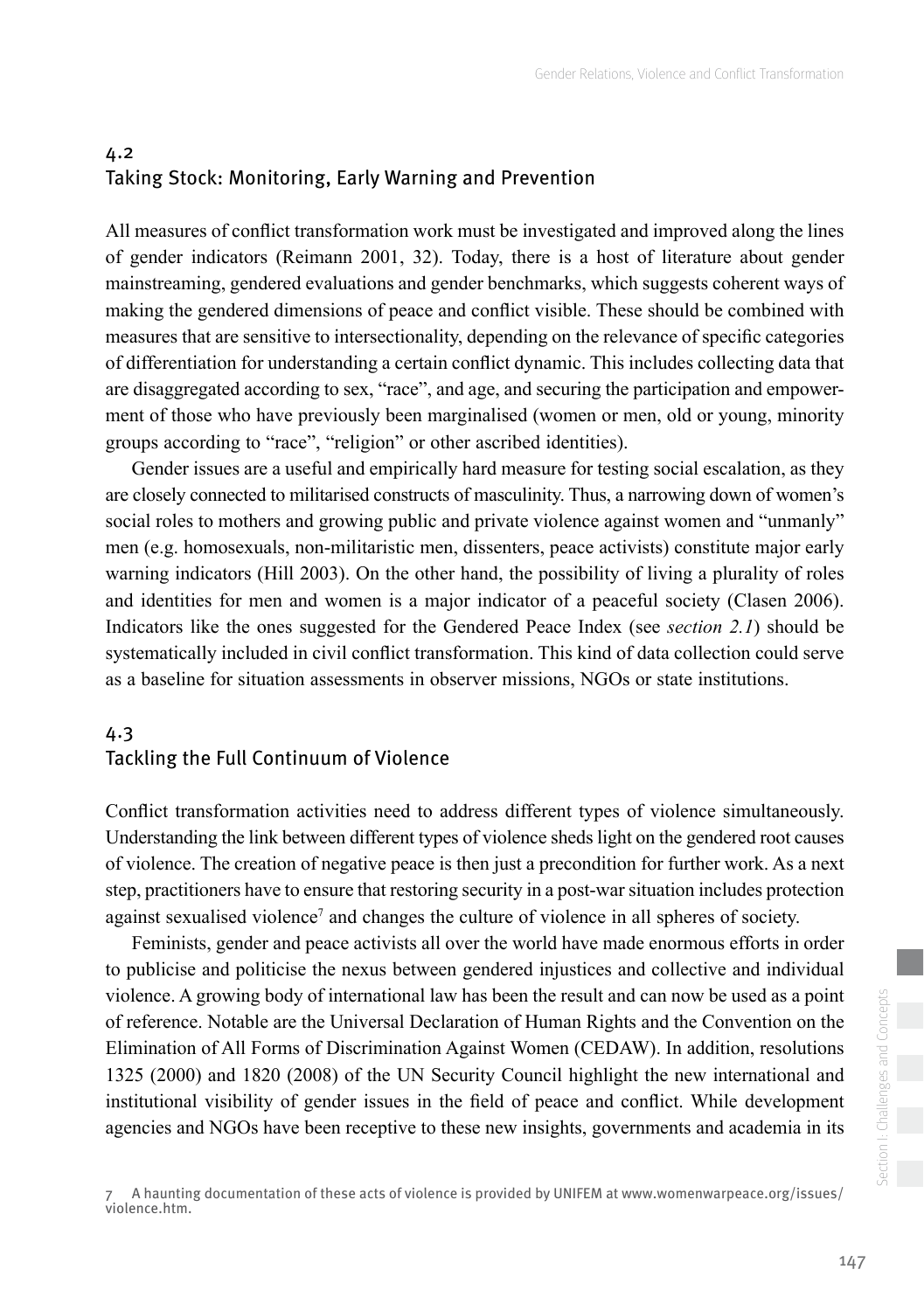## 4.2 Taking Stock: Monitoring, Early Warning and Prevention

All measures of conflict transformation work must be investigated and improved along the lines of gender indicators (Reimann 2001, 32). Today, there is a host of literature about gender mainstreaming, gendered evaluations and gender benchmarks, which suggests coherent ways of making the gendered dimensions of peace and conflict visible. These should be combined with measures that are sensitive to intersectionality, depending on the relevance of specific categories of differentiation for understanding a certain conflict dynamic. This includes collecting data that are disaggregated according to sex, "race", and age, and securing the participation and empowerment of those who have previously been marginalised (women or men, old or young, minority groups according to "race", "religion" or other ascribed identities).

Gender issues are a useful and empirically hard measure for testing social escalation, as they are closely connected to militarised constructs of masculinity. Thus, a narrowing down of women's social roles to mothers and growing public and private violence against women and "unmanly" men (e.g. homosexuals, non-militaristic men, dissenters, peace activists) constitute major early warning indicators (Hill 2003). On the other hand, the possibility of living a plurality of roles and identities for men and women is a major indicator of a peaceful society (Clasen 2006). Indicators like the ones suggested for the Gendered Peace Index (see *section 2.1*) should be systematically included in civil conflict transformation. This kind of data collection could serve as a baseline for situation assessments in observer missions, NGOs or state institutions.

## 4.3 Tackling the Full Continuum of Violence

Conflict transformation activities need to address different types of violence simultaneously. Understanding the link between different types of violence sheds light on the gendered root causes of violence. The creation of negative peace is then just a precondition for further work. As a next step, practitioners have to ensure that restoring security in a post-war situation includes protection against sexualised violence[7] and changes the culture of violence in all spheres of society.

Feminists, gender and peace activists all over the world have made enormous efforts in order to publicise and politicise the nexus between gendered injustices and collective and individual violence. A growing body of international law has been the result and can now be used as a point of reference. Notable are the Universal Declaration of Human Rights and the Convention on the Elimination of All Forms of Discrimination Against Women (CEDAW). In addition, resolutions 1325 (2000) and 1820 (2008) of the UN Security Council highlight the new international and institutional visibility of gender issues in the field of peace and conflict. While development agencies and NGOs have been receptive to these new insights, governments and academia in its

7 A haunting documentation of these acts of violence is provided by UNIFEM at www.womenwarpeace.org/issues/violence.htm.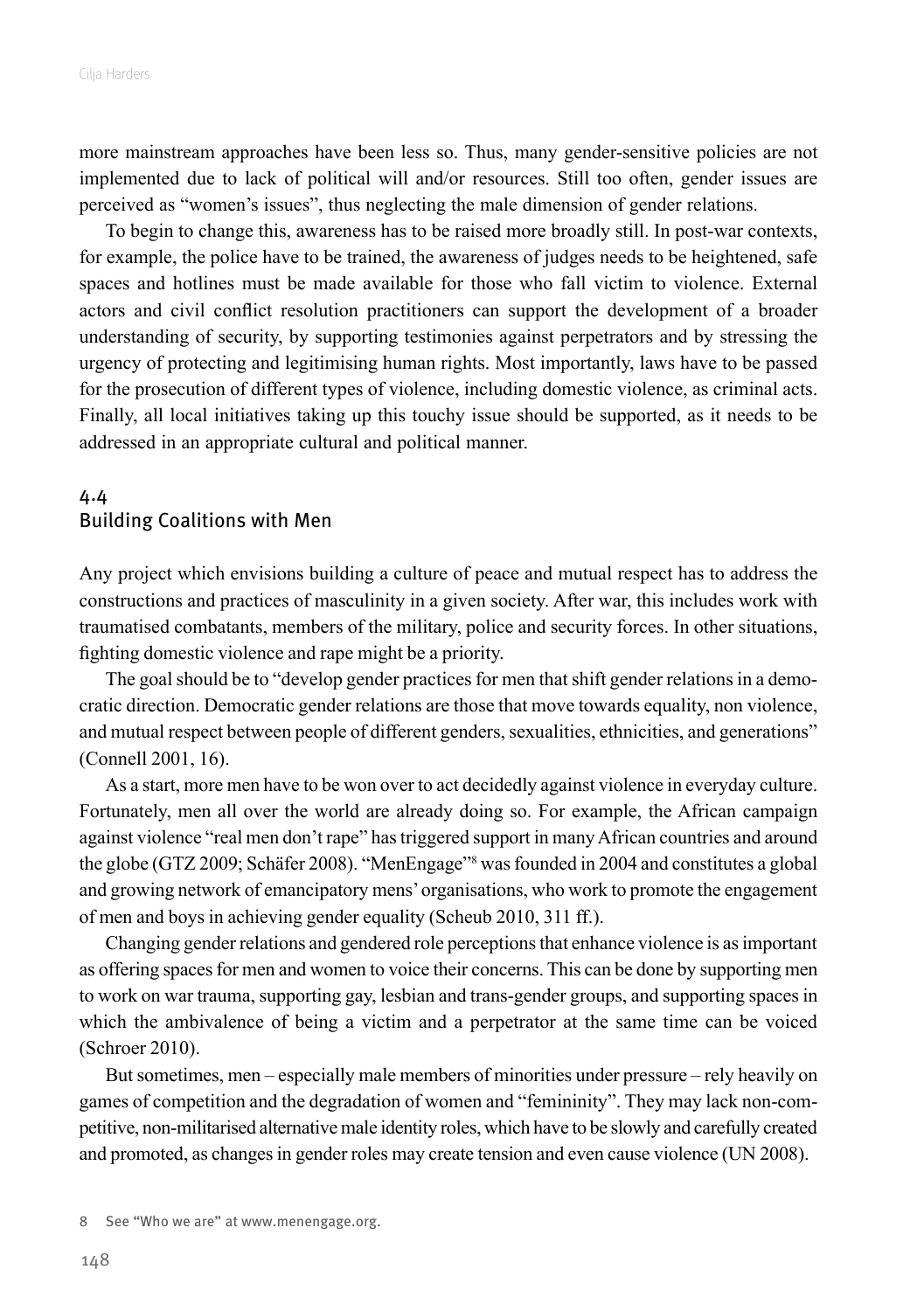more mainstream approaches have been less so. Thus, many gender-sensitive policies are not implemented due to lack of political will and/or resources. Still too often, gender issues are perceived as "women's issues", thus neglecting the male dimension of gender relations.

To begin to change this, awareness has to be raised more broadly still. In post-war contexts, for example, the police have to be trained, the awareness of judges needs to be heightened, safe spaces and hotlines must be made available for those who fall victim to violence. External actors and civil conflict resolution practitioners can support the development of a broader understanding of security, by supporting testimonies against perpetrators and by stressing the urgency of protecting and legitimising human rights. Most importantly, laws have to be passed for the prosecution of different types of violence, including domestic violence, as criminal acts. Finally, all local initiatives taking up this touchy issue should be supported, as it needs to be addressed in an appropriate cultural and political manner.

## 4.4 Building Coalitions with Men

Any project which envisions building a culture of peace and mutual respect has to address the constructions and practices of masculinity in a given society. After war, this includes work with traumatised combatants, members of the military, police and security forces. In other situations, fighting domestic violence and rape might be a priority.

The goal should be to "develop gender practices for men that shift gender relations in a democratic direction. Democratic gender relations are those that move towards equality, non violence, and mutual respect between people of different genders, sexualities, ethnicities, and generations" (Connell 2001, 16).

As a start, more men have to be won over to act decidedly against violence in everyday culture. Fortunately, men all over the world are already doing so. For example, the African campaign against violence "real men don't rape" has triggered support in many African countries and around the globe (GTZ 2009; Schäfer 2008). "MenEngage"[8] was founded in 2004 and constitutes a global and growing network of emancipatory mens' organisations, who work to promote the engagement of men and boys in achieving gender equality (Scheub 2010, 311 ff.).

Changing gender relations and gendered role perceptions that enhance violence is as important as offering spaces for men and women to voice their concerns. This can be done by supporting men to work on war trauma, supporting gay, lesbian and trans-gender groups, and supporting spaces in which the ambivalence of being a victim and a perpetrator at the same time can be voiced (Schroer 2010).

But sometimes, men – especially male members of minorities under pressure – rely heavily on games of competition and the degradation of women and "femininity". They may lack non-competitive, non-militarised alternative male identity roles, which have to be slowly and carefully created and promoted, as changes in gender roles may create tension and even cause violence (UN 2008).

8 See "Who we are" at www.menengage.org.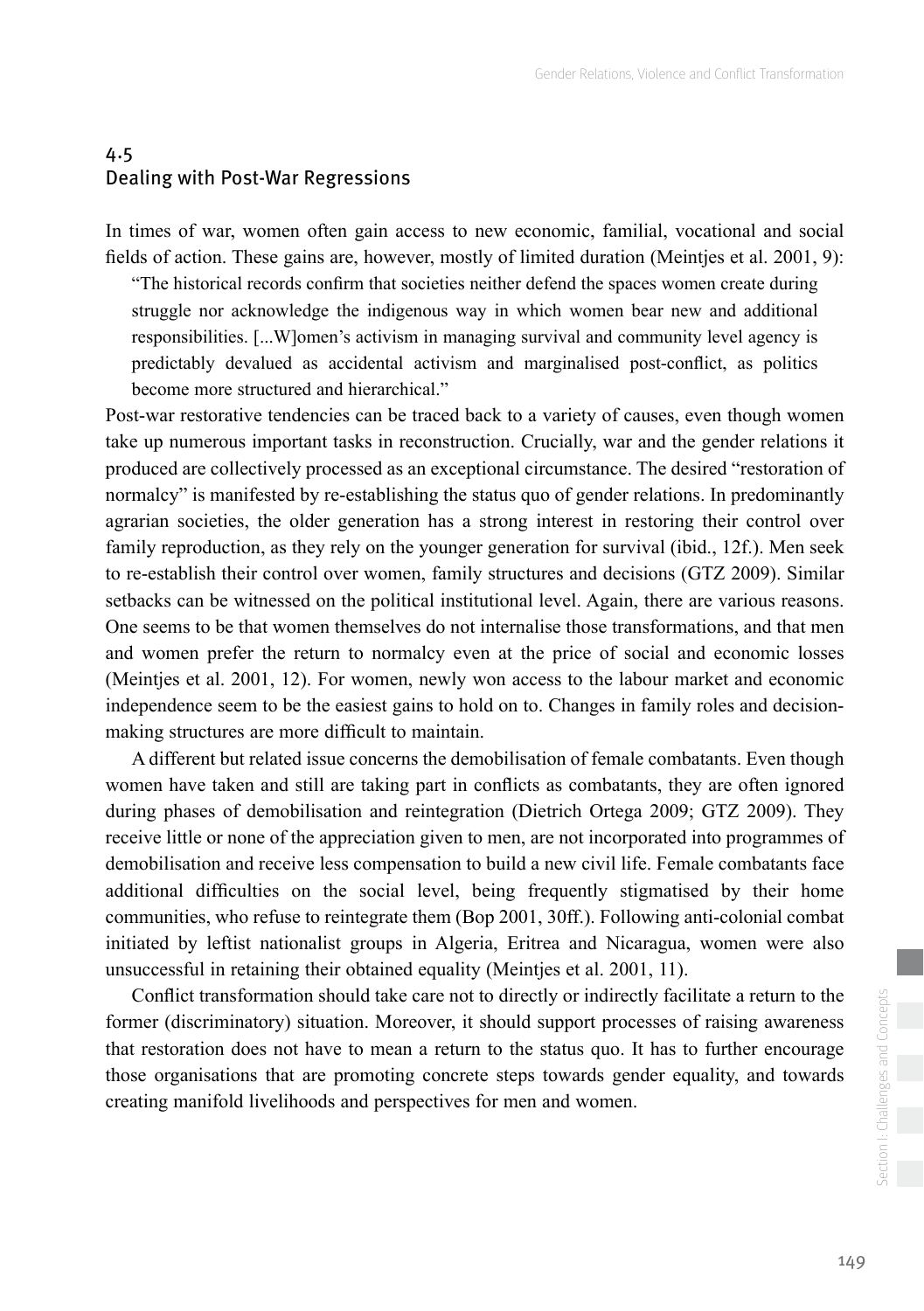## 4.5 Dealing with Post-War Regressions

In times of war, women often gain access to new economic, familial, vocational and social fields of action. These gains are, however, mostly of limited duration (Meintjes et al. 2001, 9):

> "The historical records confirm that societies neither defend the spaces women create during struggle nor acknowledge the indigenous way in which women bear new and additional responsibilities. [...W]omen's activism in managing survival and community level agency is predictably devalued as accidental activism and marginalised post-conflict, as politics become more structured and hierarchical."

Post-war restorative tendencies can be traced back to a variety of causes, even though women take up numerous important tasks in reconstruction. Crucially, war and the gender relations it produced are collectively processed as an exceptional circumstance. The desired "restoration of normalcy" is manifested by re-establishing the status quo of gender relations. In predominantly agrarian societies, the older generation has a strong interest in restoring their control over family reproduction, as they rely on the younger generation for survival (ibid., 12f.). Men seek to re-establish their control over women, family structures and decisions (GTZ 2009). Similar setbacks can be witnessed on the political institutional level. Again, there are various reasons. One seems to be that women themselves do not internalise those transformations, and that men and women prefer the return to normalcy even at the price of social and economic losses (Meintjes et al. 2001, 12). For women, newly won access to the labour market and economic independence seem to be the easiest gains to hold on to. Changes in family roles and decision-making structures are more difficult to maintain.

A different but related issue concerns the demobilisation of female combatants. Even though women have taken and still are taking part in conflicts as combatants, they are often ignored during phases of demobilisation and reintegration (Dietrich Ortega 2009; GTZ 2009). They receive little or none of the appreciation given to men, are not incorporated into programmes of demobilisation and receive less compensation to build a new civil life. Female combatants face additional difficulties on the social level, being frequently stigmatised by their home communities, who refuse to reintegrate them (Bop 2001, 30ff.). Following anti-colonial combat initiated by leftist nationalist groups in Algeria, Eritrea and Nicaragua, women were also unsuccessful in retaining their obtained equality (Meintjes et al. 2001, 11).

Conflict transformation should take care not to directly or indirectly facilitate a return to the former (discriminatory) situation. Moreover, it should support processes of raising awareness that restoration does not have to mean a return to the status quo. It has to further encourage those organisations that are promoting concrete steps towards gender equality, and towards creating manifold livelihoods and perspectives for men and women.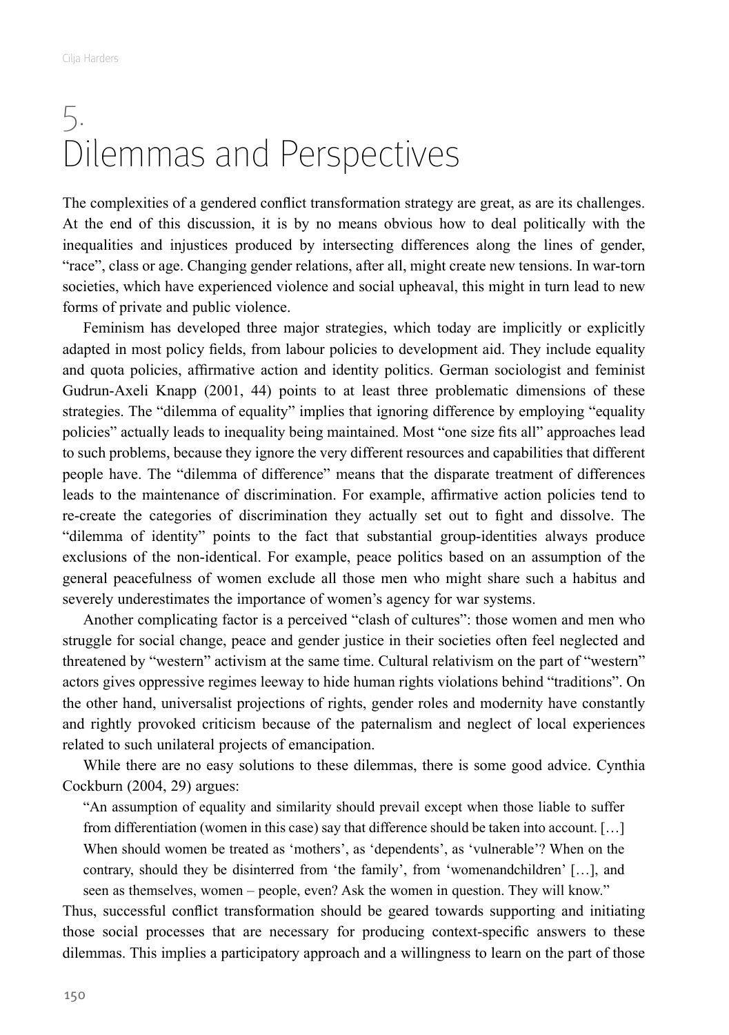# 5. Dilemmas and Perspectives

The complexities of a gendered conflict transformation strategy are great, as are its challenges. At the end of this discussion, it is by no means obvious how to deal politically with the inequalities and injustices produced by intersecting differences along the lines of gender, "race", class or age. Changing gender relations, after all, might create new tensions. In war-torn societies, which have experienced violence and social upheaval, this might in turn lead to new forms of private and public violence.

Feminism has developed three major strategies, which today are implicitly or explicitly adapted in most policy fields, from labour policies to development aid. They include equality and quota policies, affirmative action and identity politics. German sociologist and feminist Gudrun-Axeli Knapp (2001, 44) points to at least three problematic dimensions of these strategies. The "dilemma of equality" implies that ignoring difference by employing "equality policies" actually leads to inequality being maintained. Most "one size fits all" approaches lead to such problems, because they ignore the very different resources and capabilities that different people have. The "dilemma of difference" means that the disparate treatment of differences leads to the maintenance of discrimination. For example, affirmative action policies tend to re-create the categories of discrimination they actually set out to fight and dissolve. The "dilemma of identity" points to the fact that substantial group-identities always produce exclusions of the non-identical. For example, peace politics based on an assumption of the general peacefulness of women exclude all those men who might share such a habitus and severely underestimates the importance of women's agency for war systems.

Another complicating factor is a perceived "clash of cultures": those women and men who struggle for social change, peace and gender justice in their societies often feel neglected and threatened by "western" activism at the same time. Cultural relativism on the part of "western" actors gives oppressive regimes leeway to hide human rights violations behind "traditions". On the other hand, universalist projections of rights, gender roles and modernity have constantly and rightly provoked criticism because of the paternalism and neglect of local experiences related to such unilateral projects of emancipation.

While there are no easy solutions to these dilemmas, there is some good advice. Cynthia Cockburn (2004, 29) argues:

> "An assumption of equality and similarity should prevail except when those liable to suffer from differentiation (women in this case) say that difference should be taken into account. […] When should women be treated as 'mothers', as 'dependents', as 'vulnerable'? When on the contrary, should they be disinterred from 'the family', from 'womenandchildren' […], and seen as themselves, women – people, even? Ask the women in question. They will know."

Thus, successful conflict transformation should be geared towards supporting and initiating those social processes that are necessary for producing context-specific answers to these dilemmas. This implies a participatory approach and a willingness to learn on the part of those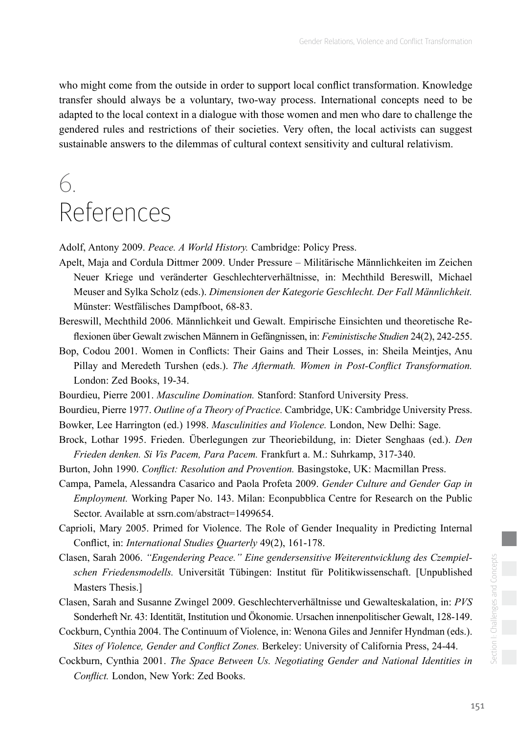who might come from the outside in order to support local conflict transformation. Knowledge transfer should always be a voluntary, two-way process. International concepts need to be adapted to the local context in a dialogue with those women and men who dare to challenge the gendered rules and restrictions of their societies. Very often, the local activists can suggest sustainable answers to the dilemmas of cultural context sensitivity and cultural relativism.

# 6. References

Adolf, Antony 2009. *Peace. A World History.* Cambridge: Policy Press.

Apelt, Maja and Cordula Dittmer 2009. Under Pressure – Militärische Männlichkeiten im Zeichen Neuer Kriege und veränderter Geschlechterverhältnisse, in: Mechthild Bereswill, Michael Meuser and Sylka Scholz (eds.). *Dimensionen der Kategorie Geschlecht. Der Fall Männlichkeit.* Münster: Westfälisches Dampfboot, 68-83.

Bereswill, Mechthild 2006. Männlichkeit und Gewalt. Empirische Einsichten und theoretische Reflexionen über Gewalt zwischen Männern in Gefängnissen, in: *Feministische Studien* 24(2), 242-255.

Bop, Codou 2001. Women in Conflicts: Their Gains and Their Losses, in: Sheila Meintjes, Anu Pillay and Meredeth Turshen (eds.). *The Aftermath. Women in Post-Conflict Transformation.* London: Zed Books, 19-34.

Bourdieu, Pierre 2001. *Masculine Domination.* Stanford: Stanford University Press.

Bourdieu, Pierre 1977. *Outline of a Theory of Practice.* Cambridge, UK: Cambridge University Press.

Bowker, Lee Harrington (ed.) 1998. *Masculinities and Violence.* London, New Delhi: Sage.

Brock, Lothar 1995. Frieden. Überlegungen zur Theoriebildung, in: Dieter Senghaas (ed.). *Den Frieden denken. Si Vis Pacem, Para Pacem.* Frankfurt a. M.: Suhrkamp, 317-340.

Burton, John 1990. *Conflict: Resolution and Provention.* Basingstoke, UK: Macmillan Press.

Campa, Pamela, Alessandra Casarico and Paola Profeta 2009. *Gender Culture and Gender Gap in Employment.* Working Paper No. 143. Milan: Econpubblica Centre for Research on the Public Sector. Available at ssrn.com/abstract=1499654.

Caprioli, Mary 2005. Primed for Violence. The Role of Gender Inequality in Predicting Internal Conflict, in: *International Studies Quarterly* 49(2), 161-178.

Clasen, Sarah 2006. *"Engendering Peace." Eine gendersensitive Weiterentwicklung des Czempielschen Friedensmodells.* Universität Tübingen: Institut für Politikwissenschaft. [Unpublished Masters Thesis.]

Clasen, Sarah and Susanne Zwingel 2009. Geschlechterverhältnisse und Gewalteskalation, in: *PVS* Sonderheft Nr. 43: Identität, Institution und Ökonomie. Ursachen innenpolitischer Gewalt, 128-149.

Cockburn, Cynthia 2004. The Continuum of Violence, in: Wenona Giles and Jennifer Hyndman (eds.). *Sites of Violence, Gender and Conflict Zones.* Berkeley: University of California Press, 24-44.

Cockburn, Cynthia 2001. *The Space Between Us. Negotiating Gender and National Identities in Conflict.* London, New York: Zed Books.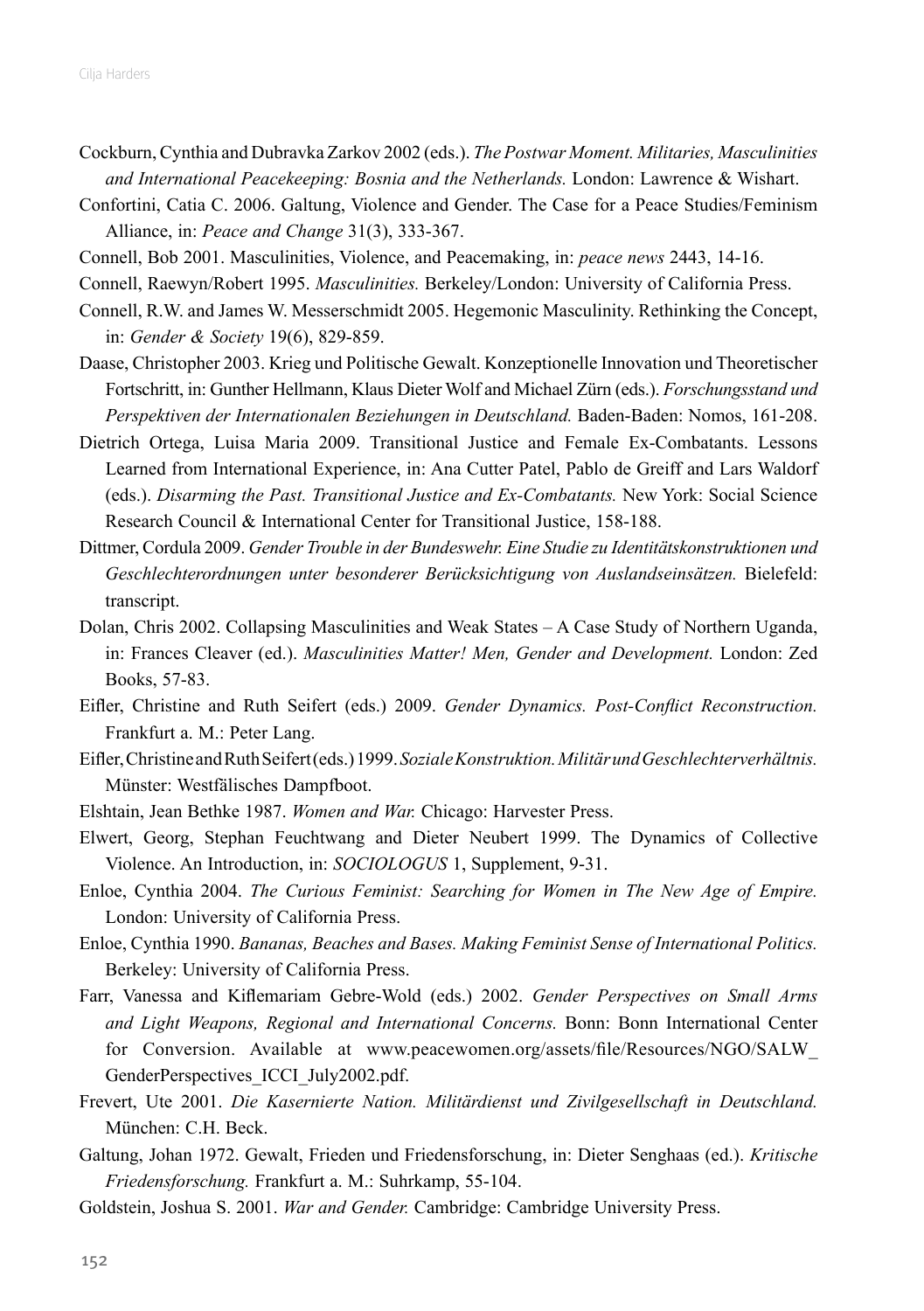Cockburn, Cynthia and Dubravka Zarkov 2002 (eds.). *The Postwar Moment. Militaries, Masculinities and International Peacekeeping: Bosnia and the Netherlands.* London: Lawrence & Wishart.

Confortini, Catia C. 2006. Galtung, Violence and Gender. The Case for a Peace Studies/Feminism Alliance, in: *Peace and Change* 31(3), 333-367.

Connell, Bob 2001. Masculinities, Violence, and Peacemaking, in: *peace news* 2443, 14-16.

Connell, Raewyn/Robert 1995. *Masculinities.* Berkeley/London: University of California Press.

Connell, R.W. and James W. Messerschmidt 2005. Hegemonic Masculinity. Rethinking the Concept, in: *Gender & Society* 19(6), 829-859.

Daase, Christopher 2003. Krieg und Politische Gewalt. Konzeptionelle Innovation und Theoretischer Fortschritt, in: Gunther Hellmann, Klaus Dieter Wolf and Michael Zürn (eds.). *Forschungsstand und Perspektiven der Internationalen Beziehungen in Deutschland.* Baden-Baden: Nomos, 161-208.

Dietrich Ortega, Luisa Maria 2009. Transitional Justice and Female Ex-Combatants. Lessons Learned from International Experience, in: Ana Cutter Patel, Pablo de Greiff and Lars Waldorf (eds.). *Disarming the Past. Transitional Justice and Ex-Combatants.* New York: Social Science Research Council & International Center for Transitional Justice, 158-188.

Dittmer, Cordula 2009. *Gender Trouble in der Bundeswehr. Eine Studie zu Identitätskonstruktionen und Geschlechterordnungen unter besonderer Berücksichtigung von Auslandseinsätzen.* Bielefeld: transcript.

Dolan, Chris 2002. Collapsing Masculinities and Weak States – A Case Study of Northern Uganda, in: Frances Cleaver (ed.). *Masculinities Matter! Men, Gender and Development.* London: Zed Books, 57-83.

Eifler, Christine and Ruth Seifert (eds.) 2009. *Gender Dynamics. Post-Conflict Reconstruction.* Frankfurt a. M.: Peter Lang.

Eifler, Christine and Ruth Seifert (eds.) 1999. *Soziale Konstruktion. Militär und Geschlechterverhältnis.* Münster: Westfälisches Dampfboot.

Elshtain, Jean Bethke 1987. *Women and War.* Chicago: Harvester Press.

Elwert, Georg, Stephan Feuchtwang and Dieter Neubert 1999. The Dynamics of Collective Violence. An Introduction, in: *SOCIOLOGUS* 1, Supplement, 9-31.

Enloe, Cynthia 2004. *The Curious Feminist: Searching for Women in The New Age of Empire.* London: University of California Press.

Enloe, Cynthia 1990. *Bananas, Beaches and Bases. Making Feminist Sense of International Politics.* Berkeley: University of California Press.

Farr, Vanessa and Kiflemariam Gebre-Wold (eds.) 2002. *Gender Perspectives on Small Arms and Light Weapons, Regional and International Concerns.* Bonn: Bonn International Center for Conversion. Available at www.peacewomen.org/assets/file/Resources/NGO/SALW_GenderPerspectives_ICCI_July2002.pdf.

Frevert, Ute 2001. *Die Kasernierte Nation. Militärdienst und Zivilgesellschaft in Deutschland.* München: C.H. Beck.

Galtung, Johan 1972. Gewalt, Frieden und Friedensforschung, in: Dieter Senghaas (ed.). *Kritische Friedensforschung.* Frankfurt a. M.: Suhrkamp, 55-104.

Goldstein, Joshua S. 2001. *War and Gender.* Cambridge: Cambridge University Press.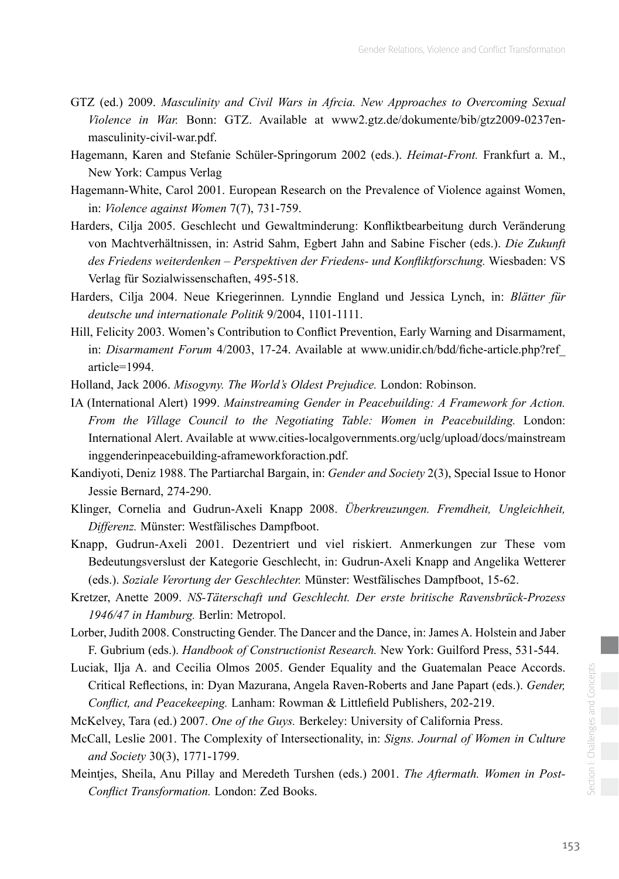GTZ (ed.) 2009. *Masculinity and Civil Wars in Afrcia. New Approaches to Overcoming Sexual Violence in War.* Bonn: GTZ. Available at www2.gtz.de/dokumente/bib/gtz2009-0237en-masculinity-civil-war.pdf.

Hagemann, Karen and Stefanie Schüler-Springorum 2002 (eds.). *Heimat-Front.* Frankfurt a. M., New York: Campus Verlag

Hagemann-White, Carol 2001. European Research on the Prevalence of Violence against Women, in: *Violence against Women* 7(7), 731-759.

Harders, Cilja 2005. Geschlecht und Gewaltminderung: Konfliktbearbeitung durch Veränderung von Machtverhältnissen, in: Astrid Sahm, Egbert Jahn and Sabine Fischer (eds.). *Die Zukunft des Friedens weiterdenken – Perspektiven der Friedens- und Konfliktforschung.* Wiesbaden: VS Verlag für Sozialwissenschaften, 495-518.

Harders, Cilja 2004. Neue Kriegerinnen. Lynndie England und Jessica Lynch, in: *Blätter für deutsche und internationale Politik* 9/2004, 1101-1111.

Hill, Felicity 2003. Women's Contribution to Conflict Prevention, Early Warning and Disarmament, in: *Disarmament Forum* 4/2003, 17-24. Available at www.unidir.ch/bdd/fiche-article.php?ref_article=1994.

Holland, Jack 2006. *Misogyny. The World's Oldest Prejudice.* London: Robinson.

IA (International Alert) 1999. *Mainstreaming Gender in Peacebuilding: A Framework for Action. From the Village Council to the Negotiating Table: Women in Peacebuilding.* London: International Alert. Available at www.cities-localgovernments.org/uclg/upload/docs/mainstreaminggenderinpeacebuilding-aframeworkforaction.pdf.

Kandiyoti, Deniz 1988. The Partiarchal Bargain, in: *Gender and Society* 2(3), Special Issue to Honor Jessie Bernard, 274-290.

Klinger, Cornelia and Gudrun-Axeli Knapp 2008. *Überkreuzungen. Fremdheit, Ungleichheit, Differenz.* Münster: Westfälisches Dampfboot.

Knapp, Gudrun-Axeli 2001. Dezentriert und viel riskiert. Anmerkungen zur These vom Bedeutungsverslust der Kategorie Geschlecht, in: Gudrun-Axeli Knapp and Angelika Wetterer (eds.). *Soziale Verortung der Geschlechter.* Münster: Westfälisches Dampfboot, 15-62.

Kretzer, Anette 2009. *NS-Täterschaft und Geschlecht. Der erste britische Ravensbrück-Prozess 1946/47 in Hamburg.* Berlin: Metropol.

Lorber, Judith 2008. Constructing Gender. The Dancer and the Dance, in: James A. Holstein and Jaber F. Gubrium (eds.). *Handbook of Constructionist Research.* New York: Guilford Press, 531-544.

Luciak, Ilja A. and Cecilia Olmos 2005. Gender Equality and the Guatemalan Peace Accords. Critical Reflections, in: Dyan Mazurana, Angela Raven-Roberts and Jane Papart (eds.). *Gender, Conflict, and Peacekeeping.* Lanham: Rowman & Littlefield Publishers, 202-219.

McKelvey, Tara (ed.) 2007. *One of the Guys.* Berkeley: University of California Press.

McCall, Leslie 2001. The Complexity of Intersectionality, in: *Signs. Journal of Women in Culture and Society* 30(3), 1771-1799.

Meintjes, Sheila, Anu Pillay and Meredeth Turshen (eds.) 2001. *The Aftermath. Women in Post-Conflict Transformation.* London: Zed Books.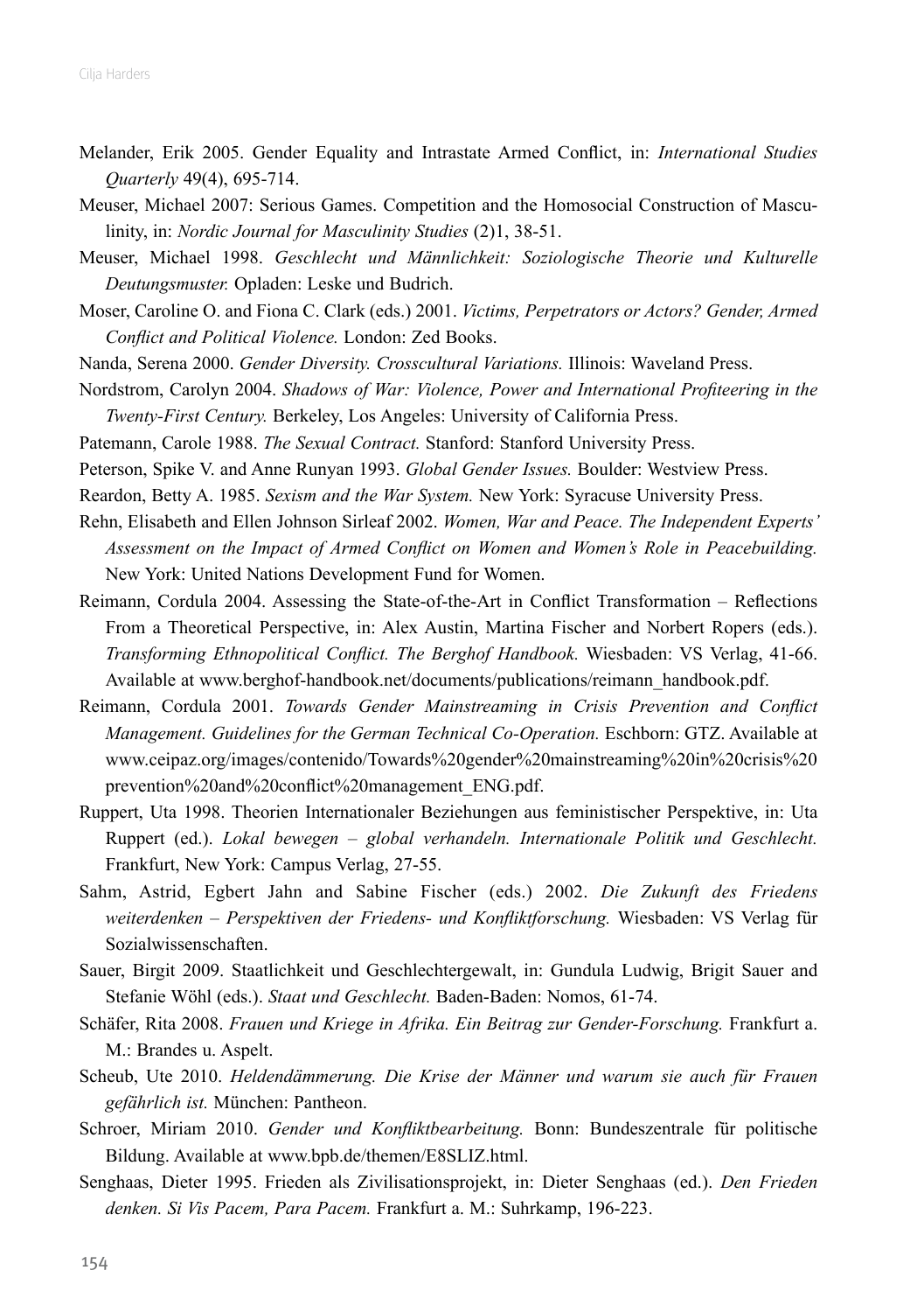Melander, Erik 2005. Gender Equality and Intrastate Armed Conflict, in: *International Studies Quarterly* 49(4), 695-714.

Meuser, Michael 2007: Serious Games. Competition and the Homosocial Construction of Masculinity, in: *Nordic Journal for Masculinity Studies* (2)1, 38-51.

Meuser, Michael 1998. *Geschlecht und Männlichkeit: Soziologische Theorie und Kulturelle Deutungsmuster.* Opladen: Leske und Budrich.

Moser, Caroline O. and Fiona C. Clark (eds.) 2001. *Victims, Perpetrators or Actors? Gender, Armed Conflict and Political Violence.* London: Zed Books.

Nanda, Serena 2000. *Gender Diversity. Crosscultural Variations.* Illinois: Waveland Press.

Nordstrom, Carolyn 2004. *Shadows of War: Violence, Power and International Profiteering in the Twenty-First Century.* Berkeley, Los Angeles: University of California Press.

Patemann, Carole 1988. *The Sexual Contract.* Stanford: Stanford University Press.

Peterson, Spike V. and Anne Runyan 1993. *Global Gender Issues.* Boulder: Westview Press.

Reardon, Betty A. 1985. *Sexism and the War System.* New York: Syracuse University Press.

Rehn, Elisabeth and Ellen Johnson Sirleaf 2002. *Women, War and Peace. The Independent Experts' Assessment on the Impact of Armed Conflict on Women and Women's Role in Peacebuilding.* New York: United Nations Development Fund for Women.

Reimann, Cordula 2004. Assessing the State-of-the-Art in Conflict Transformation – Reflections From a Theoretical Perspective, in: Alex Austin, Martina Fischer and Norbert Ropers (eds.). *Transforming Ethnopolitical Conflict. The Berghof Handbook.* Wiesbaden: VS Verlag, 41-66. Available at www.berghof-handbook.net/documents/publications/reimann_handbook.pdf.

Reimann, Cordula 2001. *Towards Gender Mainstreaming in Crisis Prevention and Conflict Management. Guidelines for the German Technical Co-Operation.* Eschborn: GTZ. Available at www.ceipaz.org/images/contenido/Towards%20gender%20mainstreaming%20in%20crisis%20prevention%20and%20conflict%20management_ENG.pdf.

Ruppert, Uta 1998. Theorien Internationaler Beziehungen aus feministischer Perspektive, in: Uta Ruppert (ed.). *Lokal bewegen – global verhandeln. Internationale Politik und Geschlecht.* Frankfurt, New York: Campus Verlag, 27-55.

Sahm, Astrid, Egbert Jahn and Sabine Fischer (eds.) 2002. *Die Zukunft des Friedens weiterdenken – Perspektiven der Friedens- und Konfliktforschung.* Wiesbaden: VS Verlag für Sozialwissenschaften.

Sauer, Birgit 2009. Staatlichkeit und Geschlechtergewalt, in: Gundula Ludwig, Brigit Sauer and Stefanie Wöhl (eds.). *Staat und Geschlecht.* Baden-Baden: Nomos, 61-74.

Schäfer, Rita 2008. *Frauen und Kriege in Afrika. Ein Beitrag zur Gender-Forschung.* Frankfurt a. M.: Brandes u. Aspelt.

Scheub, Ute 2010. *Heldendämmerung. Die Krise der Männer und warum sie auch für Frauen gefährlich ist.* München: Pantheon.

Schroer, Miriam 2010. *Gender und Konfliktbearbeitung.* Bonn: Bundeszentrale für politische Bildung. Available at www.bpb.de/themen/E8SLIZ.html.

Senghaas, Dieter 1995. Frieden als Zivilisationsprojekt, in: Dieter Senghaas (ed.). *Den Frieden denken. Si Vis Pacem, Para Pacem.* Frankfurt a. M.: Suhrkamp, 196-223.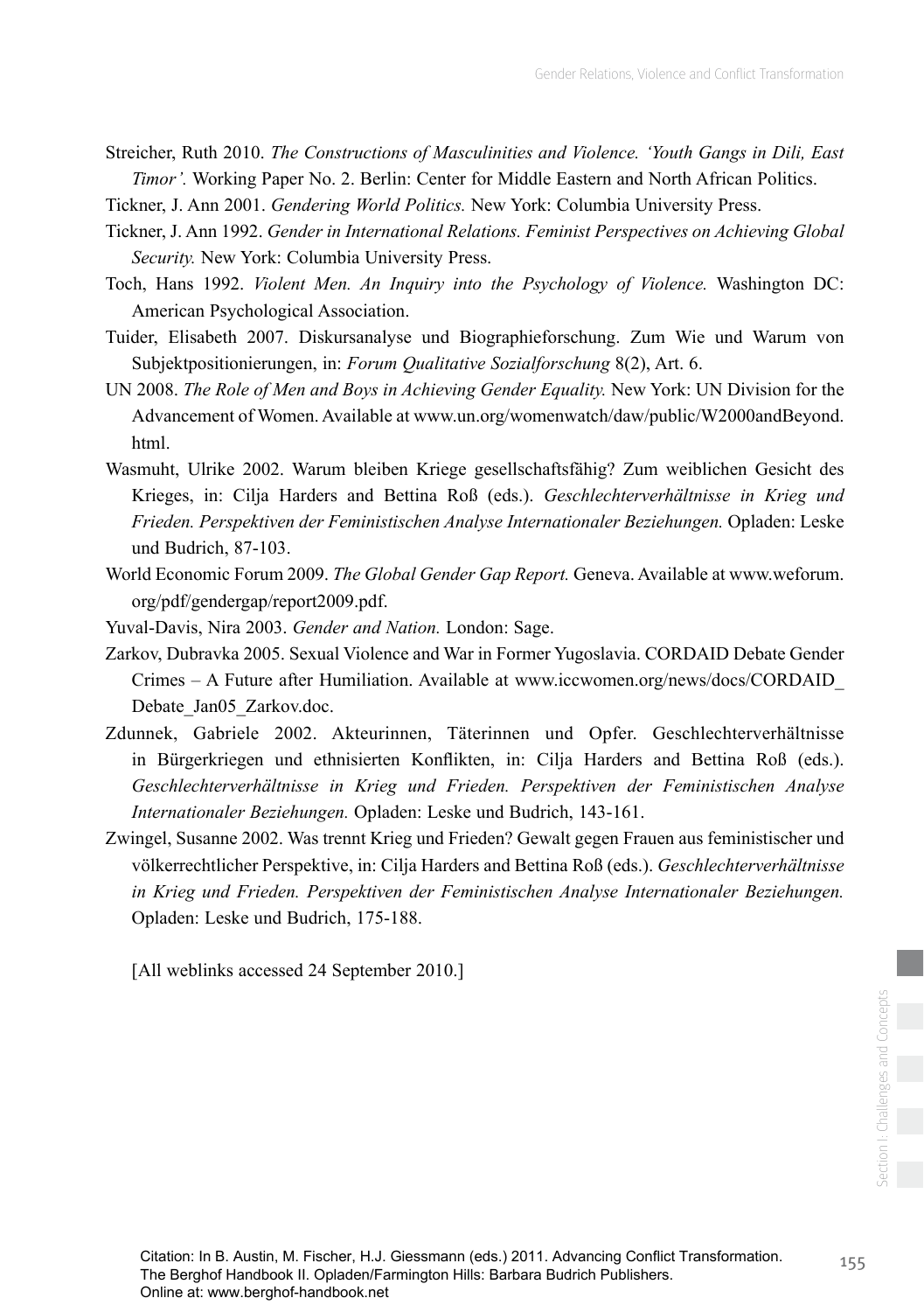Streicher, Ruth 2010. *The Constructions of Masculinities and Violence. 'Youth Gangs in Dili, East Timor'.* Working Paper No. 2. Berlin: Center for Middle Eastern and North African Politics.

Tickner, J. Ann 2001. *Gendering World Politics.* New York: Columbia University Press.

Tickner, J. Ann 1992. *Gender in International Relations. Feminist Perspectives on Achieving Global Security.* New York: Columbia University Press.

Toch, Hans 1992. *Violent Men. An Inquiry into the Psychology of Violence.* Washington DC: American Psychological Association.

Tuider, Elisabeth 2007. Diskursanalyse und Biographieforschung. Zum Wie und Warum von Subjektpositionierungen, in: *Forum Qualitative Sozialforschung* 8(2), Art. 6.

UN 2008. *The Role of Men and Boys in Achieving Gender Equality.* New York: UN Division for the Advancement of Women. Available at www.un.org/womenwatch/daw/public/W2000andBeyond.html.

Wasmuht, Ulrike 2002. Warum bleiben Kriege gesellschaftsfähig? Zum weiblichen Gesicht des Krieges, in: Cilja Harders and Bettina Roß (eds.). *Geschlechterverhältnisse in Krieg und Frieden. Perspektiven der Feministischen Analyse Internationaler Beziehungen.* Opladen: Leske und Budrich, 87-103.

World Economic Forum 2009. *The Global Gender Gap Report.* Geneva. Available at www.weforum.org/pdf/gendergap/report2009.pdf.

Yuval-Davis, Nira 2003. *Gender and Nation.* London: Sage.

Zarkov, Dubravka 2005. Sexual Violence and War in Former Yugoslavia. CORDAID Debate Gender Crimes – A Future after Humiliation. Available at www.iccwomen.org/news/docs/CORDAID_Debate_Jan05_Zarkov.doc.

Zdunnek, Gabriele 2002. Akteurinnen, Täterinnen und Opfer. Geschlechterverhältnisse in Bürgerkriegen und ethnisierten Konflikten, in: Cilja Harders and Bettina Roß (eds.). *Geschlechterverhältnisse in Krieg und Frieden. Perspektiven der Feministischen Analyse Internationaler Beziehungen.* Opladen: Leske und Budrich, 143-161.

Zwingel, Susanne 2002. Was trennt Krieg und Frieden? Gewalt gegen Frauen aus feministischer und völkerrechtlicher Perspektive, in: Cilja Harders and Bettina Roß (eds.). *Geschlechterverhältnisse in Krieg und Frieden. Perspektiven der Feministischen Analyse Internationaler Beziehungen.* Opladen: Leske und Budrich, 175-188.

[All weblinks accessed 24 September 2010.]

Citation: In B. Austin, M. Fischer, H.J. Giessmann (eds.) 2011. Advancing Conflict Transformation. The Berghof Handbook II. Opladen/Farmington Hills: Barbara Budrich Publishers. Online at: www.berghof-handbook.net